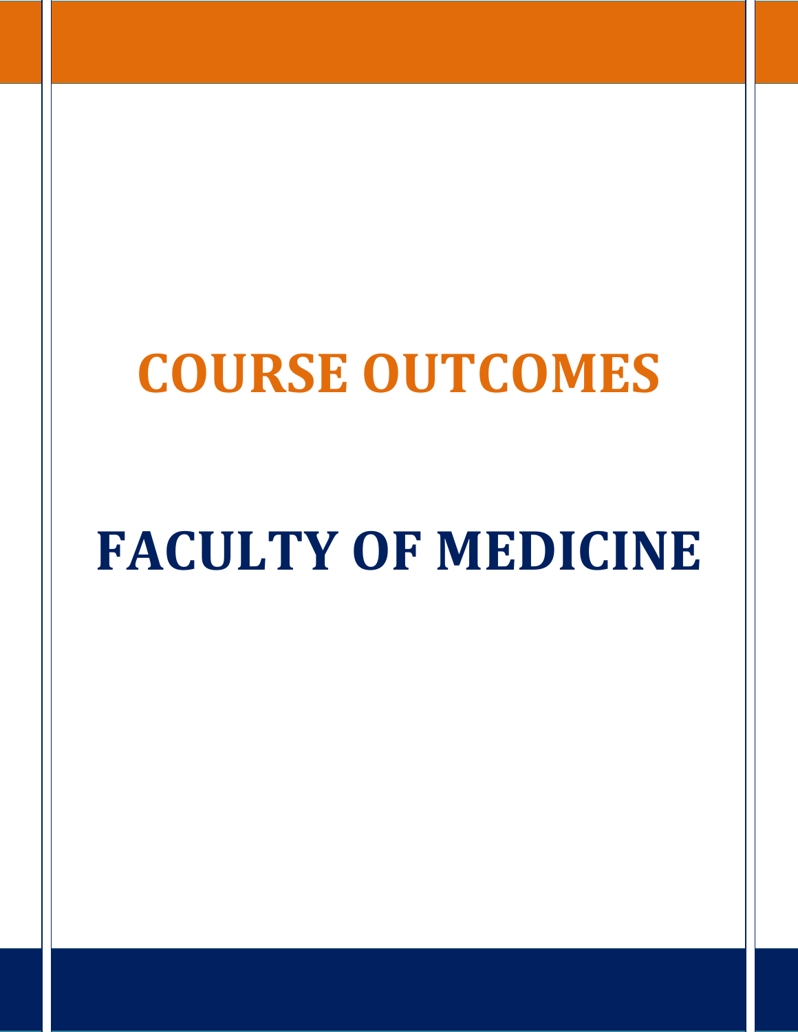# COURSE OUTCOMES

# FACULTY OF MEDICINE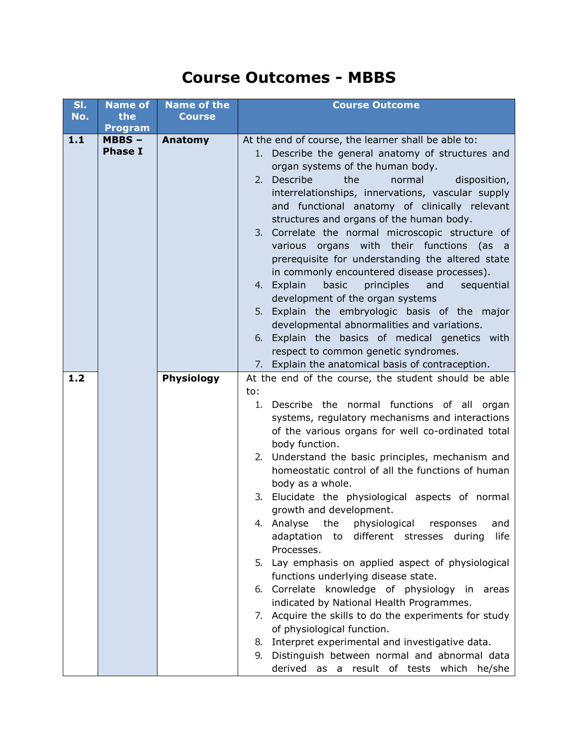# Course Outcomes - MBBS

| Sl. No. | Name of the Program | Name of the Course | Course Outcome |
|---|---|---|---|
| **1.1** | **MBBS – Phase I** | **Anatomy** | At the end of course, the learner shall be able to:<br>1. Describe the general anatomy of structures and organ systems of the human body.<br>2. Describe the normal disposition, interrelationships, innervations, vascular supply and functional anatomy of clinically relevant structures and organs of the human body.<br>3. Correlate the normal microscopic structure of various organs with their functions (as a prerequisite for understanding the altered state in commonly encountered disease processes).<br>4. Explain basic principles and sequential development of the organ systems<br>5. Explain the embryologic basis of the major developmental abnormalities and variations.<br>6. Explain the basics of medical genetics with respect to common genetic syndromes.<br>7. Explain the anatomical basis of contraception. |
| **1.2** | | **Physiology** | At the end of the course, the student should be able to:<br>1. Describe the normal functions of all organ systems, regulatory mechanisms and interactions of the various organs for well co-ordinated total body function.<br>2. Understand the basic principles, mechanism and homeostatic control of all the functions of human body as a whole.<br>3. Elucidate the physiological aspects of normal growth and development.<br>4. Analyse the physiological responses and adaptation to different stresses during life Processes.<br>5. Lay emphasis on applied aspect of physiological functions underlying disease state.<br>6. Correlate knowledge of physiology in areas indicated by National Health Programmes.<br>7. Acquire the skills to do the experiments for study of physiological function.<br>8. Interpret experimental and investigative data.<br>9. Distinguish between normal and abnormal data derived as a result of tests which he/she |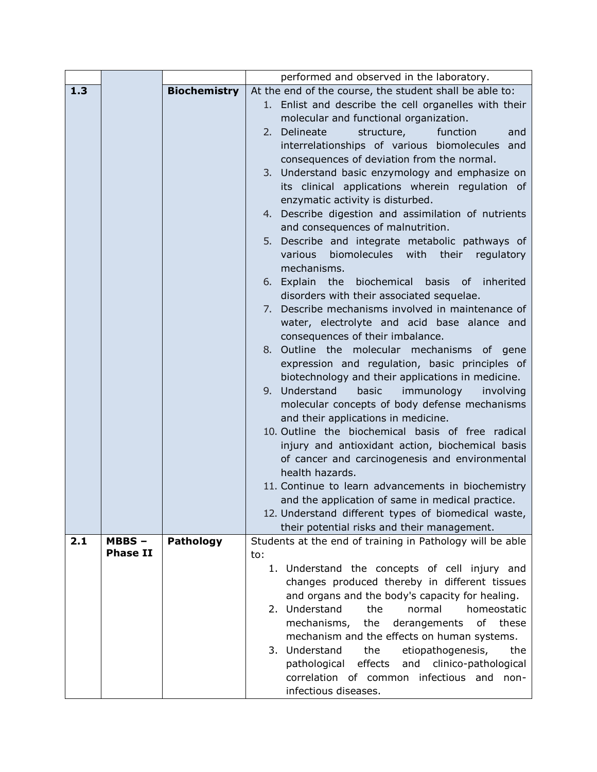| | | | performed and observed in the laboratory. |
|---|---|---|---|
| **1.3** | | **Biochemistry** | At the end of the course, the student shall be able to:<br>1. Enlist and describe the cell organelles with their molecular and functional organization.<br>2. Delineate structure, function and interrelationships of various biomolecules and consequences of deviation from the normal.<br>3. Understand basic enzymology and emphasize on its clinical applications wherein regulation of enzymatic activity is disturbed.<br>4. Describe digestion and assimilation of nutrients and consequences of malnutrition.<br>5. Describe and integrate metabolic pathways of various biomolecules with their regulatory mechanisms.<br>6. Explain the biochemical basis of inherited disorders with their associated sequelae.<br>7. Describe mechanisms involved in maintenance of water, electrolyte and acid base alance and consequences of their imbalance.<br>8. Outline the molecular mechanisms of gene expression and regulation, basic principles of biotechnology and their applications in medicine.<br>9. Understand basic immunology involving molecular concepts of body defense mechanisms and their applications in medicine.<br>10. Outline the biochemical basis of free radical injury and antioxidant action, biochemical basis of cancer and carcinogenesis and environmental health hazards.<br>11. Continue to learn advancements in biochemistry and the application of same in medical practice.<br>12. Understand different types of biomedical waste, their potential risks and their management. |
| **2.1** | **MBBS – Phase II** | **Pathology** | Students at the end of training in Pathology will be able to:<br>1. Understand the concepts of cell injury and changes produced thereby in different tissues and organs and the body's capacity for healing.<br>2. Understand the normal homeostatic mechanisms, the derangements of these mechanism and the effects on human systems.<br>3. Understand the etiopathogenesis, the pathological effects and clinico-pathological correlation of common infectious and non-infectious diseases. |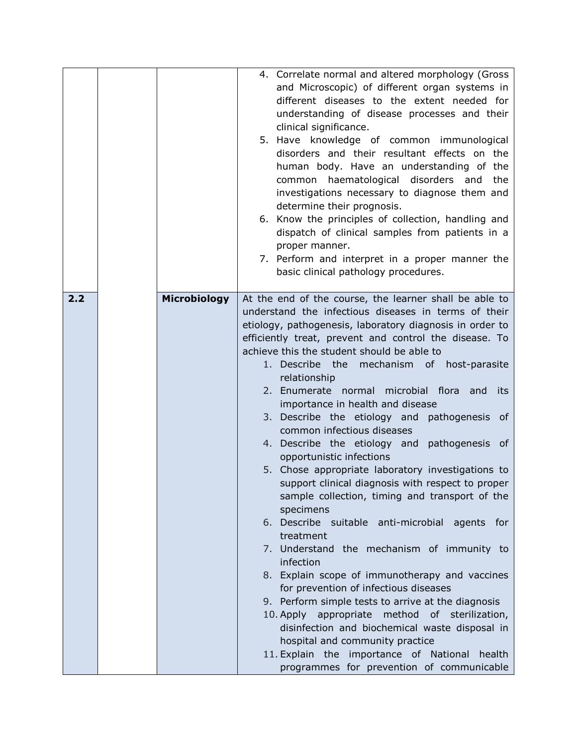| | | | |
|---|---|---|---|
| | | | 4. Correlate normal and altered morphology (Gross and Microscopic) of different organ systems in different diseases to the extent needed for understanding of disease processes and their clinical significance.<br>5. Have knowledge of common immunological disorders and their resultant effects on the human body. Have an understanding of the common haematological disorders and the investigations necessary to diagnose them and determine their prognosis.<br>6. Know the principles of collection, handling and dispatch of clinical samples from patients in a proper manner.<br>7. Perform and interpret in a proper manner the basic clinical pathology procedures. |
| **2.2** | | **Microbiology** | At the end of the course, the learner shall be able to understand the infectious diseases in terms of their etiology, pathogenesis, laboratory diagnosis in order to efficiently treat, prevent and control the disease. To achieve this the student should be able to<br>1. Describe the mechanism of host-parasite relationship<br>2. Enumerate normal microbial flora and its importance in health and disease<br>3. Describe the etiology and pathogenesis of common infectious diseases<br>4. Describe the etiology and pathogenesis of opportunistic infections<br>5. Chose appropriate laboratory investigations to support clinical diagnosis with respect to proper sample collection, timing and transport of the specimens<br>6. Describe suitable anti-microbial agents for treatment<br>7. Understand the mechanism of immunity to infection<br>8. Explain scope of immunotherapy and vaccines for prevention of infectious diseases<br>9. Perform simple tests to arrive at the diagnosis<br>10. Apply appropriate method of sterilization, disinfection and biochemical waste disposal in hospital and community practice<br>11. Explain the importance of National health programmes for prevention of communicable |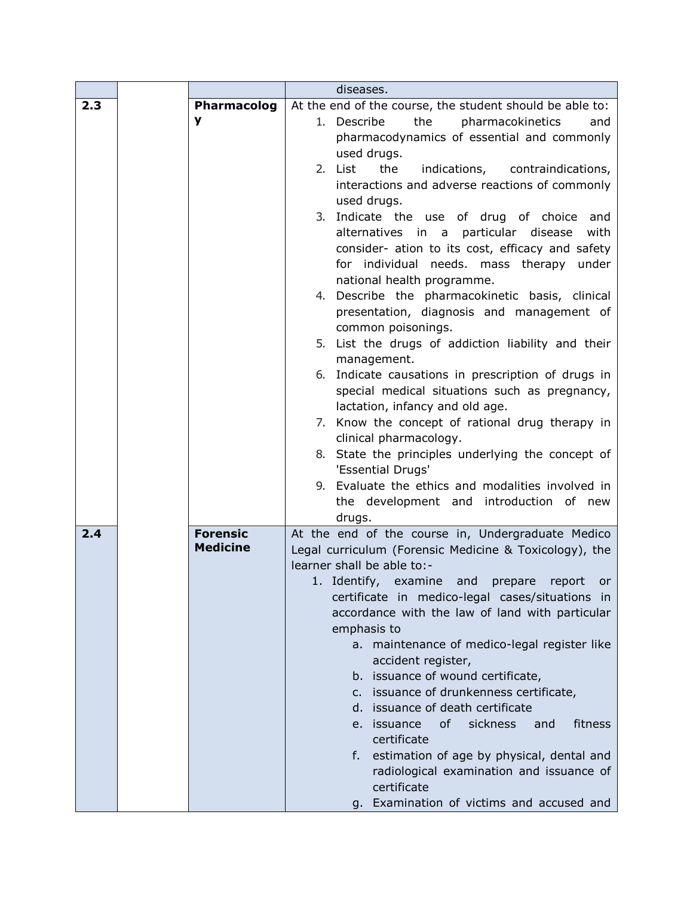|  |  |  | diseases. |
|---|---|---|---|
| **2.3** |  | **Pharmacology** | At the end of the course, the student should be able to: <br>1. Describe the pharmacokinetics and pharmacodynamics of essential and commonly used drugs. <br>2. List the indications, contraindications, interactions and adverse reactions of commonly used drugs. <br>3. Indicate the use of drug of choice and alternatives in a particular disease with consider- ation to its cost, efficacy and safety for individual needs. mass therapy under national health programme. <br>4. Describe the pharmacokinetic basis, clinical presentation, diagnosis and management of common poisonings. <br>5. List the drugs of addiction liability and their management. <br>6. Indicate causations in prescription of drugs in special medical situations such as pregnancy, lactation, infancy and old age. <br>7. Know the concept of rational drug therapy in clinical pharmacology. <br>8. State the principles underlying the concept of 'Essential Drugs' <br>9. Evaluate the ethics and modalities involved in the development and introduction of new drugs. |
| **2.4** |  | **Forensic Medicine** | At the end of the course in, Undergraduate Medico Legal curriculum (Forensic Medicine & Toxicology), the learner shall be able to:- <br>1. Identify, examine and prepare report or certificate in medico-legal cases/situations in accordance with the law of land with particular emphasis to <br>a. maintenance of medico-legal register like accident register, <br>b. issuance of wound certificate, <br>c. issuance of drunkenness certificate, <br>d. issuance of death certificate <br>e. issuance of sickness and fitness certificate <br>f. estimation of age by physical, dental and radiological examination and issuance of certificate <br>g. Examination of victims and accused and |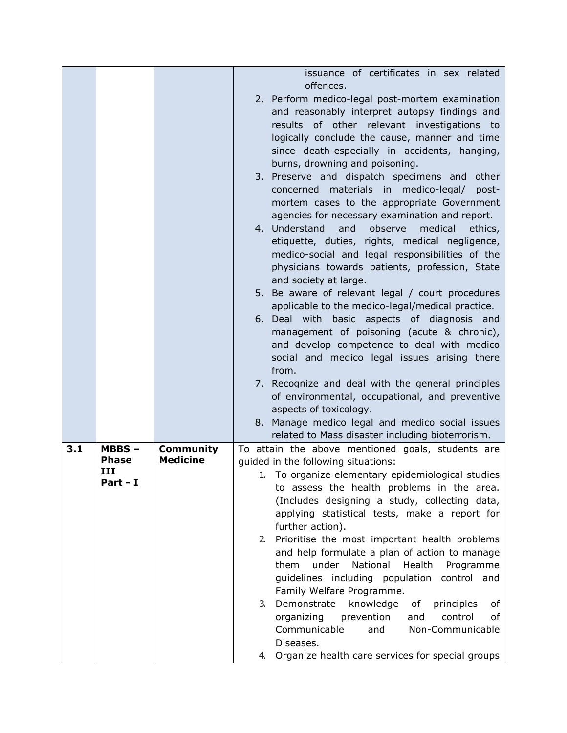| | | | |
|---|---|---|---|
| | | | issuance of certificates in sex related offences.<br>2. Perform medico-legal post-mortem examination and reasonably interpret autopsy findings and results of other relevant investigations to logically conclude the cause, manner and time since death-especially in accidents, hanging, burns, drowning and poisoning.<br>3. Preserve and dispatch specimens and other concerned materials in medico-legal/ post-mortem cases to the appropriate Government agencies for necessary examination and report.<br>4. Understand and observe medical ethics, etiquette, duties, rights, medical negligence, medico-social and legal responsibilities of the physicians towards patients, profession, State and society at large.<br>5. Be aware of relevant legal / court procedures applicable to the medico-legal/medical practice.<br>6. Deal with basic aspects of diagnosis and management of poisoning (acute & chronic), and develop competence to deal with medico social and medico legal issues arising there from.<br>7. Recognize and deal with the general principles of environmental, occupational, and preventive aspects of toxicology.<br>8. Manage medico legal and medico social issues related to Mass disaster including bioterrorism. |
| **3.1** | **MBBS – Phase III Part - I** | **Community Medicine** | To attain the above mentioned goals, students are guided in the following situations:<br>1. To organize elementary epidemiological studies to assess the health problems in the area. (Includes designing a study, collecting data, applying statistical tests, make a report for further action).<br>2. Prioritise the most important health problems and help formulate a plan of action to manage them under National Health Programme guidelines including population control and Family Welfare Programme.<br>3. Demonstrate knowledge of principles of organizing prevention and control of Communicable and Non-Communicable Diseases.<br>4. Organize health care services for special groups |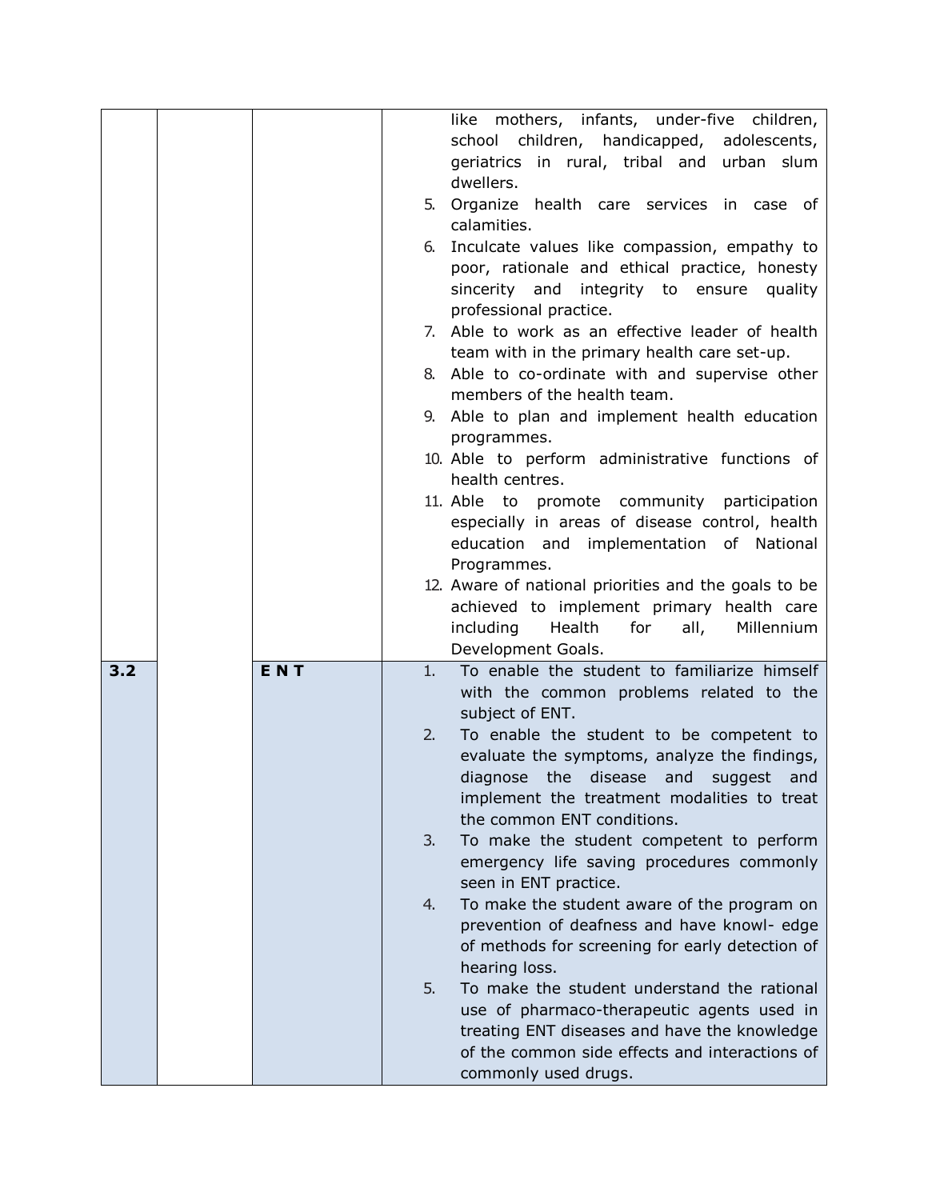| | | | |
|---|---|---|---|
| | | | like mothers, infants, under-five children, school children, handicapped, adolescents, geriatrics in rural, tribal and urban slum dwellers.<br>5. Organize health care services in case of calamities.<br>6. Inculcate values like compassion, empathy to poor, rationale and ethical practice, honesty sincerity and integrity to ensure quality professional practice.<br>7. Able to work as an effective leader of health team with in the primary health care set-up.<br>8. Able to co-ordinate with and supervise other members of the health team.<br>9. Able to plan and implement health education programmes.<br>10. Able to perform administrative functions of health centres.<br>11. Able to promote community participation especially in areas of disease control, health education and implementation of National Programmes.<br>12. Aware of national priorities and the goals to be achieved to implement primary health care including Health for all, Millennium Development Goals. |
| **3.2** | | **E N T** | 1. To enable the student to familiarize himself with the common problems related to the subject of ENT.<br>2. To enable the student to be competent to evaluate the symptoms, analyze the findings, diagnose the disease and suggest and implement the treatment modalities to treat the common ENT conditions.<br>3. To make the student competent to perform emergency life saving procedures commonly seen in ENT practice.<br>4. To make the student aware of the program on prevention of deafness and have knowl- edge of methods for screening for early detection of hearing loss.<br>5. To make the student understand the rational use of pharmaco-therapeutic agents used in treating ENT diseases and have the knowledge of the common side effects and interactions of commonly used drugs. |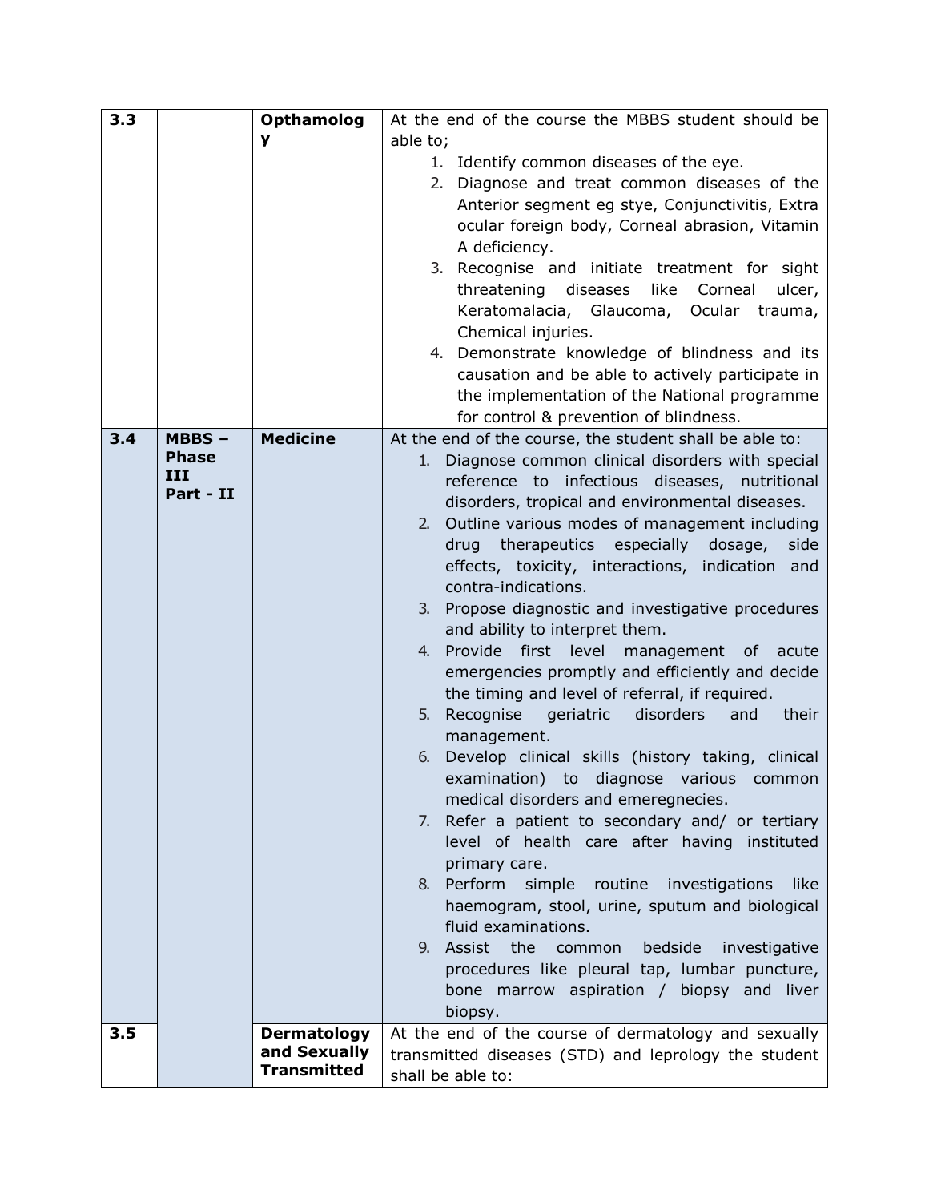| 3.3 | | Opthamology | At the end of the course the MBBS student should be able to;<br>1. Identify common diseases of the eye.<br>2. Diagnose and treat common diseases of the Anterior segment eg stye, Conjunctivitis, Extra ocular foreign body, Corneal abrasion, Vitamin A deficiency.<br>3. Recognise and initiate treatment for sight threatening diseases like Corneal ulcer, Keratomalacia, Glaucoma, Ocular trauma, Chemical injuries.<br>4. Demonstrate knowledge of blindness and its causation and be able to actively participate in the implementation of the National programme for control & prevention of blindness. |
|---|---|---|---|
| 3.4 | MBBS – Phase III Part - II | Medicine | At the end of the course, the student shall be able to:<br>1. Diagnose common clinical disorders with special reference to infectious diseases, nutritional disorders, tropical and environmental diseases.<br>2. Outline various modes of management including drug therapeutics especially dosage, side effects, toxicity, interactions, indication and contra-indications.<br>3. Propose diagnostic and investigative procedures and ability to interpret them.<br>4. Provide first level management of acute emergencies promptly and efficiently and decide the timing and level of referral, if required.<br>5. Recognise geriatric disorders and their management.<br>6. Develop clinical skills (history taking, clinical examination) to diagnose various common medical disorders and emeregnecies.<br>7. Refer a patient to secondary and/ or tertiary level of health care after having instituted primary care.<br>8. Perform simple routine investigations like haemogram, stool, urine, sputum and biological fluid examinations.<br>9. Assist the common bedside investigative procedures like pleural tap, lumbar puncture, bone marrow aspiration / biopsy and liver biopsy. |
| 3.5 | | Dermatology and Sexually Transmitted | At the end of the course of dermatology and sexually transmitted diseases (STD) and leprology the student shall be able to: |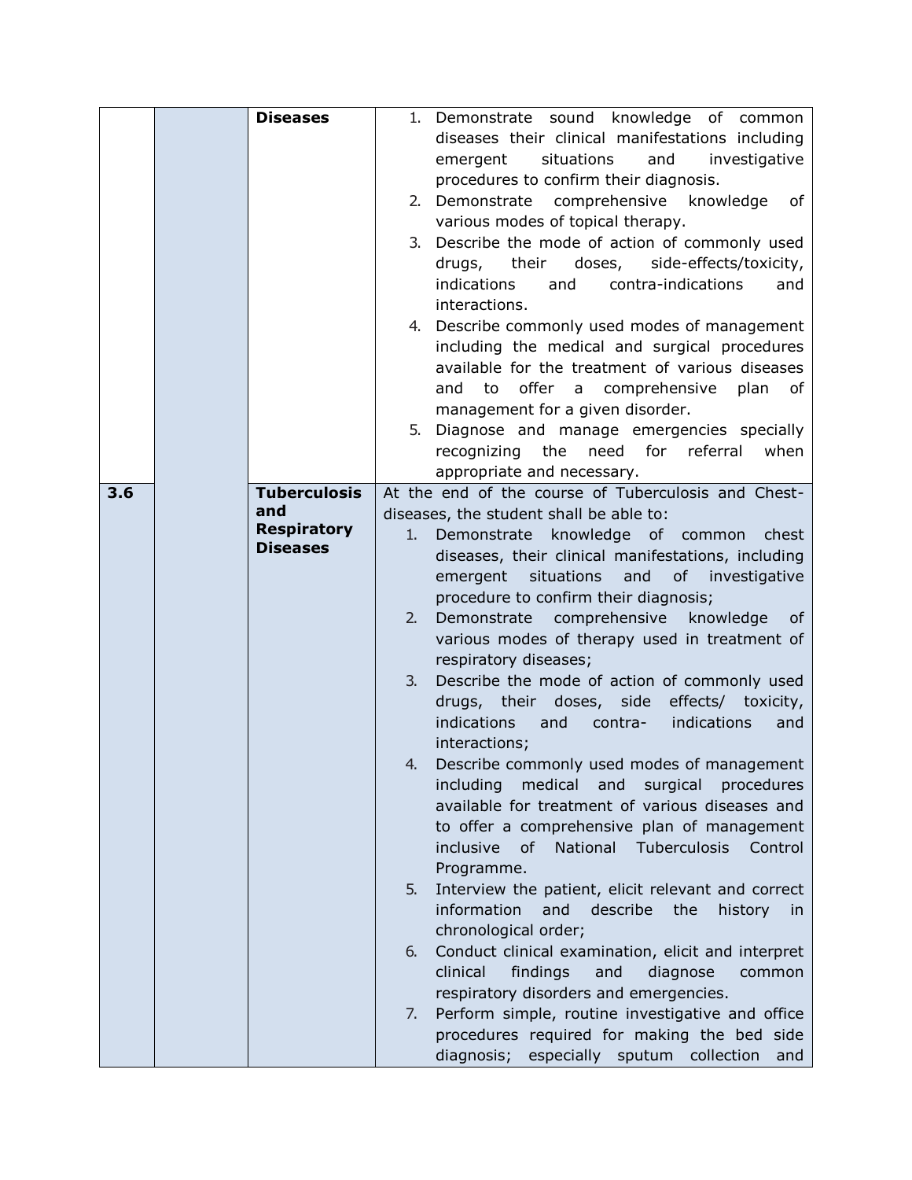| | | | |
|---|---|---|---|
| | | **Diseases** | 1. Demonstrate sound knowledge of common diseases their clinical manifestations including emergent situations and investigative procedures to confirm their diagnosis.<br>2. Demonstrate comprehensive knowledge of various modes of topical therapy.<br>3. Describe the mode of action of commonly used drugs, their doses, side-effects/toxicity, indications and contra-indications and interactions.<br>4. Describe commonly used modes of management including the medical and surgical procedures available for the treatment of various diseases and to offer a comprehensive plan of management for a given disorder.<br>5. Diagnose and manage emergencies specially recognizing the need for referral when appropriate and necessary. |
| **3.6** | | **Tuberculosis and Respiratory Diseases** | At the end of the course of Tuberculosis and Chest-diseases, the student shall be able to:<br>1. Demonstrate knowledge of common chest diseases, their clinical manifestations, including emergent situations and of investigative procedure to confirm their diagnosis;<br>2. Demonstrate comprehensive knowledge of various modes of therapy used in treatment of respiratory diseases;<br>3. Describe the mode of action of commonly used drugs, their doses, side effects/ toxicity, indications and contra- indications and interactions;<br>4. Describe commonly used modes of management including medical and surgical procedures available for treatment of various diseases and to offer a comprehensive plan of management inclusive of National Tuberculosis Control Programme.<br>5. Interview the patient, elicit relevant and correct information and describe the history in chronological order;<br>6. Conduct clinical examination, elicit and interpret clinical findings and diagnose common respiratory disorders and emergencies.<br>7. Perform simple, routine investigative and office procedures required for making the bed side diagnosis; especially sputum collection and |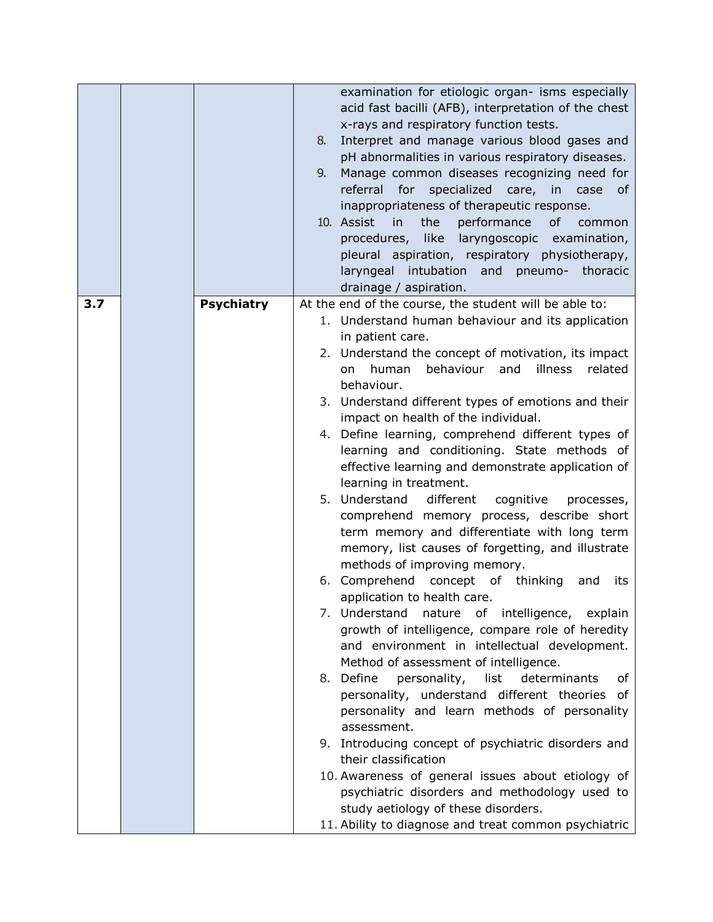| | | | |
|---|---|---|---|
| | | | examination for etiologic organ- isms especially acid fast bacilli (AFB), interpretation of the chest x-rays and respiratory function tests.<br>8. Interpret and manage various blood gases and pH abnormalities in various respiratory diseases.<br>9. Manage common diseases recognizing need for referral for specialized care, in case of inappropriateness of therapeutic response.<br>10. Assist in the performance of common procedures, like laryngoscopic examination, pleural aspiration, respiratory physiotherapy, laryngeal intubation and pneumo- thoracic drainage / aspiration. |
| **3.7** | | **Psychiatry** | At the end of the course, the student will be able to:<br>1. Understand human behaviour and its application in patient care.<br>2. Understand the concept of motivation, its impact on human behaviour and illness related behaviour.<br>3. Understand different types of emotions and their impact on health of the individual.<br>4. Define learning, comprehend different types of learning and conditioning. State methods of effective learning and demonstrate application of learning in treatment.<br>5. Understand different cognitive processes, comprehend memory process, describe short term memory and differentiate with long term memory, list causes of forgetting, and illustrate methods of improving memory.<br>6. Comprehend concept of thinking and its application to health care.<br>7. Understand nature of intelligence, explain growth of intelligence, compare role of heredity and environment in intellectual development. Method of assessment of intelligence.<br>8. Define personality, list determinants of personality, understand different theories of personality and learn methods of personality assessment.<br>9. Introducing concept of psychiatric disorders and their classification<br>10. Awareness of general issues about etiology of psychiatric disorders and methodology used to study aetiology of these disorders.<br>11. Ability to diagnose and treat common psychiatric |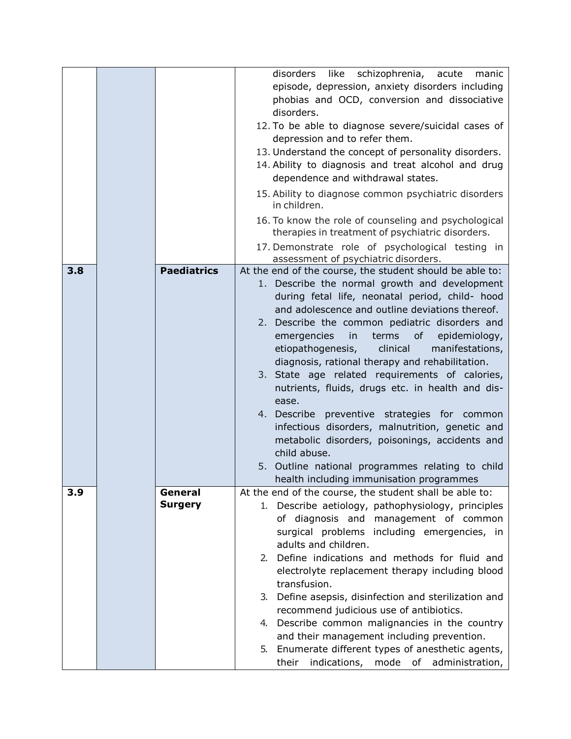| | | | |
|---|---|---|---|
| | | | disorders like schizophrenia, acute manic episode, depression, anxiety disorders including phobias and OCD, conversion and dissociative disorders.<br>12. To be able to diagnose severe/suicidal cases of depression and to refer them.<br>13. Understand the concept of personality disorders.<br>14. Ability to diagnosis and treat alcohol and drug dependence and withdrawal states.<br>15. Ability to diagnose common psychiatric disorders in children.<br>16. To know the role of counseling and psychological therapies in treatment of psychiatric disorders.<br>17. Demonstrate role of psychological testing in assessment of psychiatric disorders. |
| **3.8** | | **Paediatrics** | At the end of the course, the student should be able to:<br>1. Describe the normal growth and development during fetal life, neonatal period, child- hood and adolescence and outline deviations thereof.<br>2. Describe the common pediatric disorders and emergencies in terms of epidemiology, etiopathogenesis, clinical manifestations, diagnosis, rational therapy and rehabilitation.<br>3. State age related requirements of calories, nutrients, fluids, drugs etc. in health and dis- ease.<br>4. Describe preventive strategies for common infectious disorders, malnutrition, genetic and metabolic disorders, poisonings, accidents and child abuse.<br>5. Outline national programmes relating to child health including immunisation programmes |
| **3.9** | | **General Surgery** | At the end of the course, the student shall be able to:<br>1. Describe aetiology, pathophysiology, principles of diagnosis and management of common surgical problems including emergencies, in adults and children.<br>2. Define indications and methods for fluid and electrolyte replacement therapy including blood transfusion.<br>3. Define asepsis, disinfection and sterilization and recommend judicious use of antibiotics.<br>4. Describe common malignancies in the country and their management including prevention.<br>5. Enumerate different types of anesthetic agents, their indications, mode of administration, |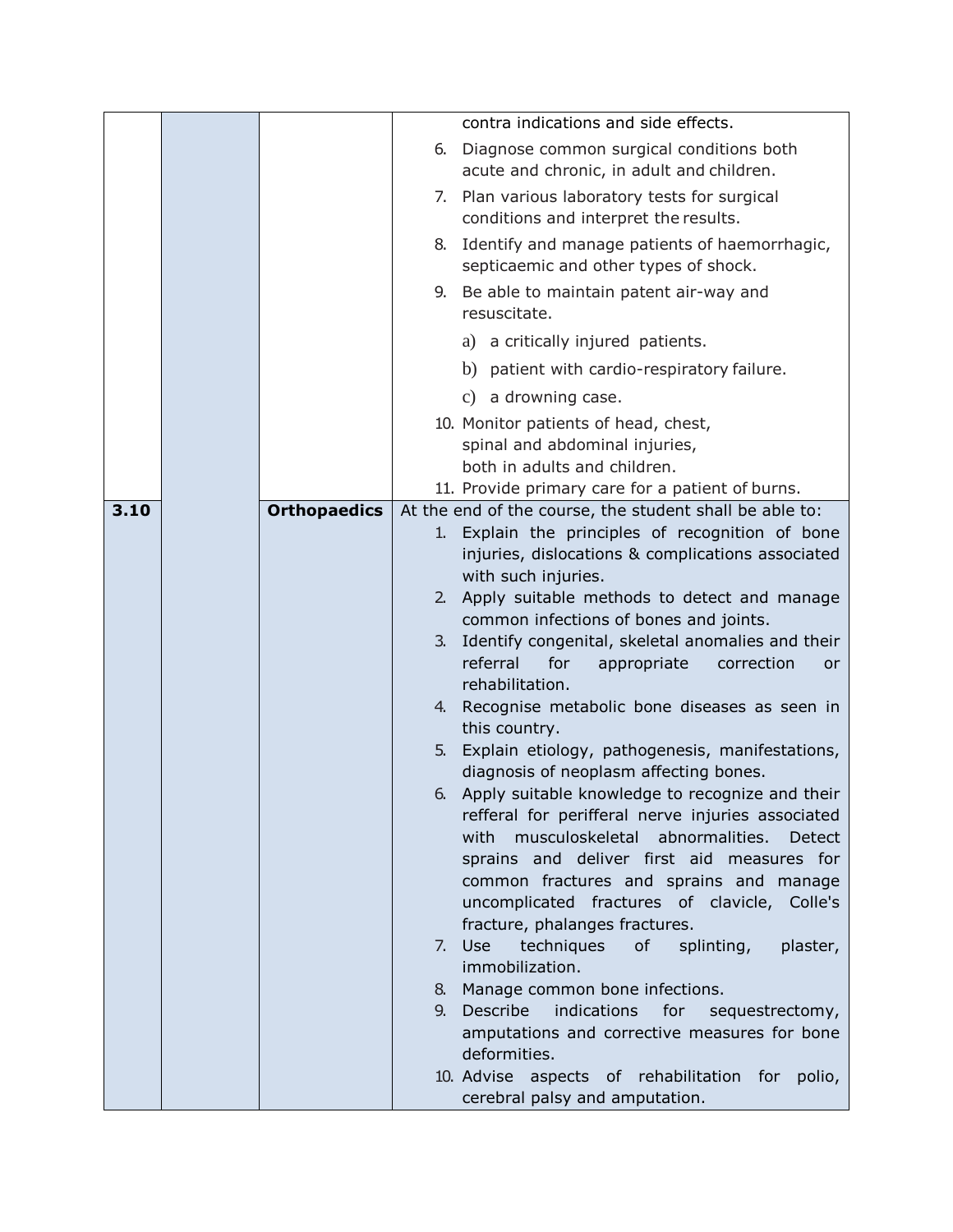| | | | |
|---|---|---|---|
| | | | contra indications and side effects.<br>6. Diagnose common surgical conditions both acute and chronic, in adult and children.<br>7. Plan various laboratory tests for surgical conditions and interpret the results.<br>8. Identify and manage patients of haemorrhagic, septicaemic and other types of shock.<br>9. Be able to maintain patent air-way and resuscitate.<br>a) a critically injured patients.<br>b) patient with cardio-respiratory failure.<br>c) a drowning case.<br>10. Monitor patients of head, chest, spinal and abdominal injuries, both in adults and children.<br>11. Provide primary care for a patient of burns. |
| **3.10** | | **Orthopaedics** | At the end of the course, the student shall be able to:<br>1. Explain the principles of recognition of bone injuries, dislocations & complications associated with such injuries.<br>2. Apply suitable methods to detect and manage common infections of bones and joints.<br>3. Identify congenital, skeletal anomalies and their referral for appropriate correction or rehabilitation.<br>4. Recognise metabolic bone diseases as seen in this country.<br>5. Explain etiology, pathogenesis, manifestations, diagnosis of neoplasm affecting bones.<br>6. Apply suitable knowledge to recognize and their refferal for perifferal nerve injuries associated with musculoskeletal abnormalities. Detect sprains and deliver first aid measures for common fractures and sprains and manage uncomplicated fractures of clavicle, Colle's fracture, phalanges fractures.<br>7. Use techniques of splinting, plaster, immobilization.<br>8. Manage common bone infections.<br>9. Describe indications for sequestrectomy, amputations and corrective measures for bone deformities.<br>10. Advise aspects of rehabilitation for polio, cerebral palsy and amputation. |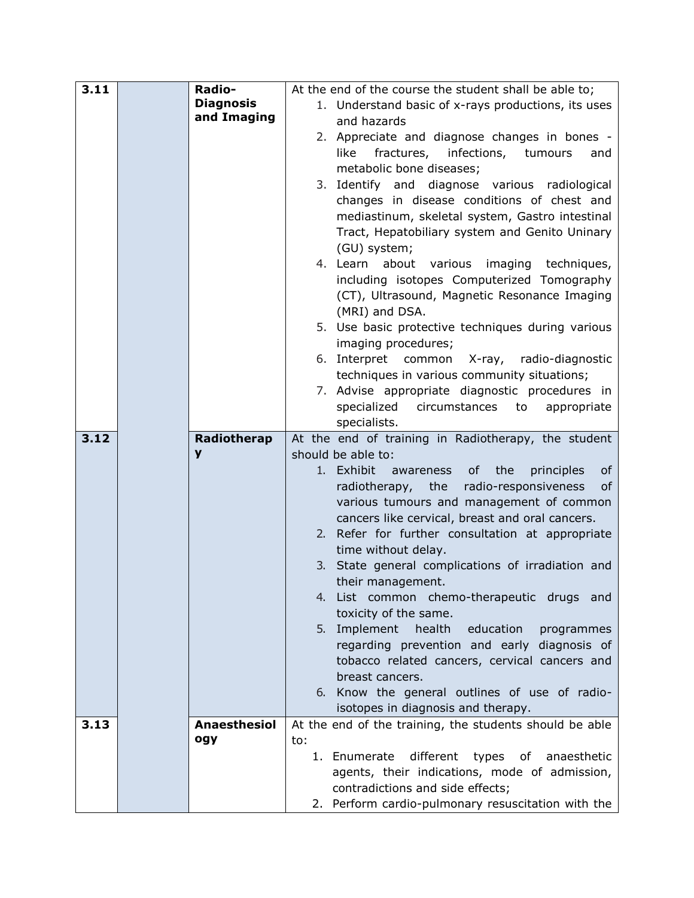| | | | |
|---|---|---|---|
| **3.11** | | **Radio-Diagnosis and Imaging** | At the end of the course the student shall be able to;<br>1. Understand basic of x-rays productions, its uses and hazards<br>2. Appreciate and diagnose changes in bones - like fractures, infections, tumours and metabolic bone diseases;<br>3. Identify and diagnose various radiological changes in disease conditions of chest and mediastinum, skeletal system, Gastro intestinal Tract, Hepatobiliary system and Genito Uninary (GU) system;<br>4. Learn about various imaging techniques, including isotopes Computerized Tomography (CT), Ultrasound, Magnetic Resonance Imaging (MRI) and DSA.<br>5. Use basic protective techniques during various imaging procedures;<br>6. Interpret common X-ray, radio-diagnostic techniques in various community situations;<br>7. Advise appropriate diagnostic procedures in specialized circumstances to appropriate specialists. |
| **3.12** | | **Radiotherapy** | At the end of training in Radiotherapy, the student should be able to:<br>1. Exhibit awareness of the principles of radiotherapy, the radio-responsiveness of various tumours and management of common cancers like cervical, breast and oral cancers.<br>2. Refer for further consultation at appropriate time without delay.<br>3. State general complications of irradiation and their management.<br>4. List common chemo-therapeutic drugs and toxicity of the same.<br>5. Implement health education programmes regarding prevention and early diagnosis of tobacco related cancers, cervical cancers and breast cancers.<br>6. Know the general outlines of use of radio-isotopes in diagnosis and therapy. |
| **3.13** | | **Anaesthesiology** | At the end of the training, the students should be able to:<br>1. Enumerate different types of anaesthetic agents, their indications, mode of admission, contradictions and side effects;<br>2. Perform cardio-pulmonary resuscitation with the |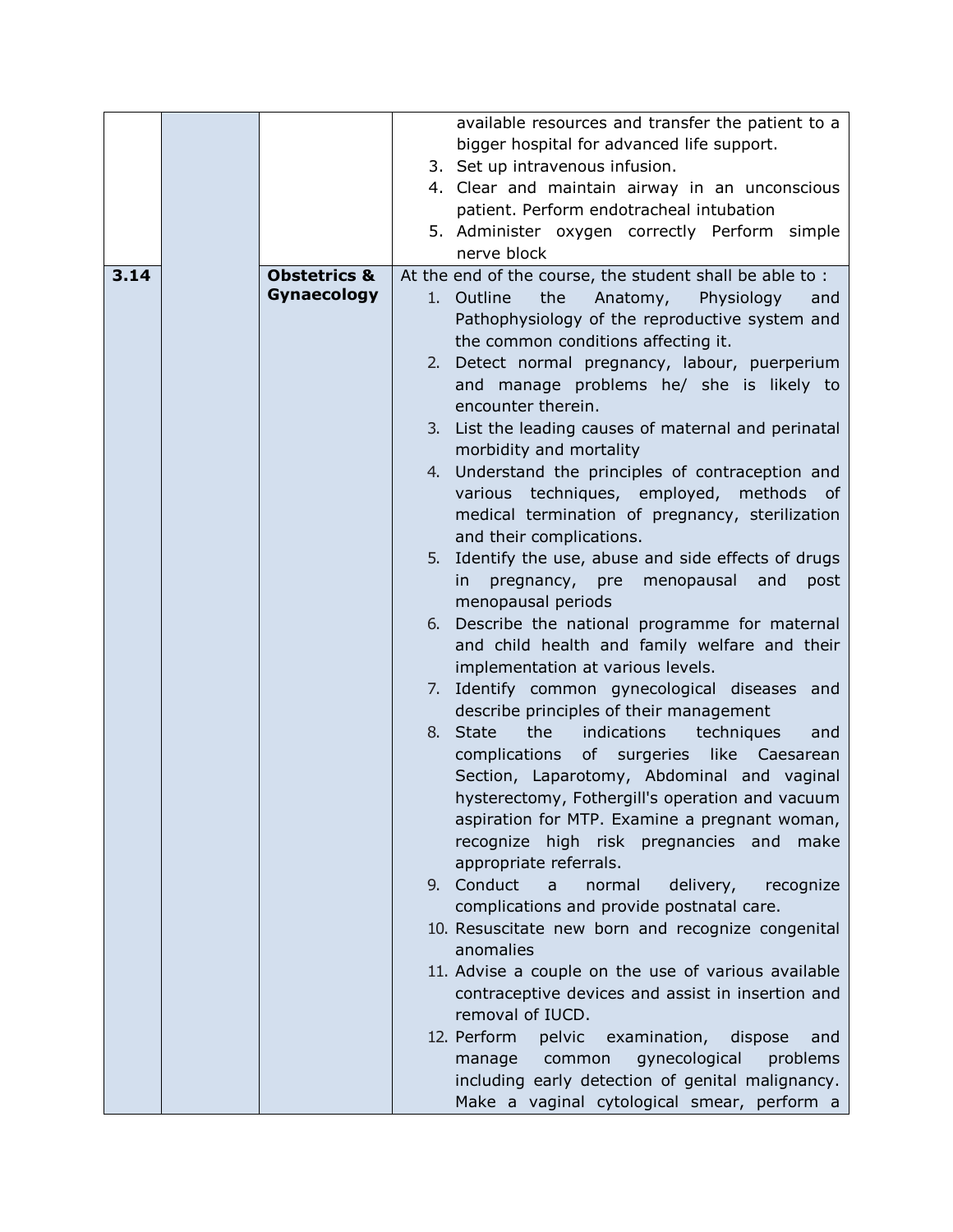| | | | |
|---|---|---|---|
| | | | available resources and transfer the patient to a bigger hospital for advanced life support.<br>3. Set up intravenous infusion.<br>4. Clear and maintain airway in an unconscious patient. Perform endotracheal intubation<br>5. Administer oxygen correctly Perform simple nerve block |
| **3.14** | | **Obstetrics & Gynaecology** | At the end of the course, the student shall be able to :<br>1. Outline the Anatomy, Physiology and Pathophysiology of the reproductive system and the common conditions affecting it.<br>2. Detect normal pregnancy, labour, puerperium and manage problems he/ she is likely to encounter therein.<br>3. List the leading causes of maternal and perinatal morbidity and mortality<br>4. Understand the principles of contraception and various techniques, employed, methods of medical termination of pregnancy, sterilization and their complications.<br>5. Identify the use, abuse and side effects of drugs in pregnancy, pre menopausal and post menopausal periods<br>6. Describe the national programme for maternal and child health and family welfare and their implementation at various levels.<br>7. Identify common gynecological diseases and describe principles of their management<br>8. State the indications techniques and complications of surgeries like Caesarean Section, Laparotomy, Abdominal and vaginal hysterectomy, Fothergill's operation and vacuum aspiration for MTP. Examine a pregnant woman, recognize high risk pregnancies and make appropriate referrals.<br>9. Conduct a normal delivery, recognize complications and provide postnatal care.<br>10. Resuscitate new born and recognize congenital anomalies<br>11. Advise a couple on the use of various available contraceptive devices and assist in insertion and removal of IUCD.<br>12. Perform pelvic examination, dispose and manage common gynecological problems including early detection of genital malignancy. Make a vaginal cytological smear, perform a |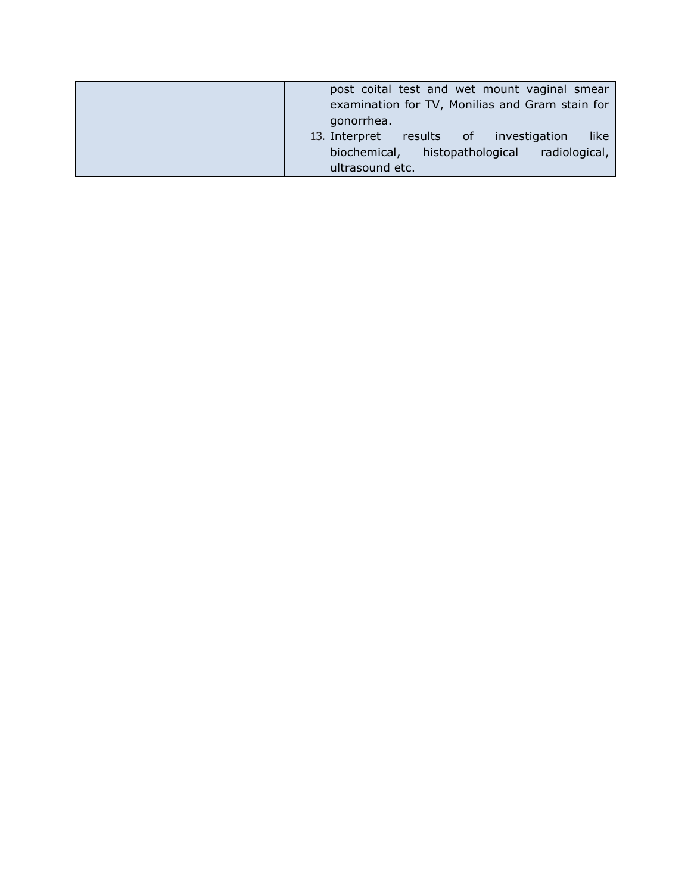|  |  |  |  |
|---|---|---|---|
|  |  |  | post coital test and wet mount vaginal smear examination for TV, Monilias and Gram stain for gonorrhea.<br>13. Interpret results of investigation like biochemical, histopathological radiological, ultrasound etc. |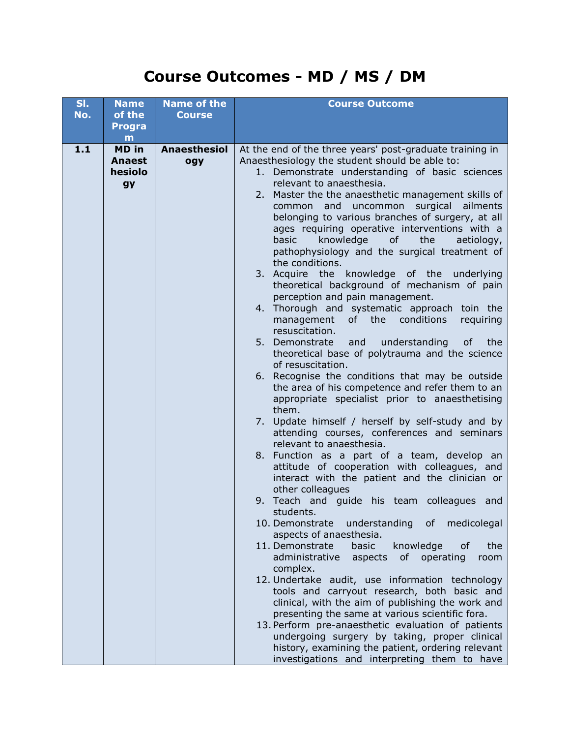# Course Outcomes - MD / MS / DM

| Sl. No. | Name of the Program | Name of the Course | Course Outcome |
|---|---|---|---|
| 1.1 | MD in Anaesthesiology | Anaesthesiology | At the end of the three years' post-graduate training in Anaesthesiology the student should be able to:<br>1. Demonstrate understanding of basic sciences relevant to anaesthesia.<br>2. Master the the anaesthetic management skills of common and uncommon surgical ailments belonging to various branches of surgery, at all ages requiring operative interventions with a basic knowledge of the aetiology, pathophysiology and the surgical treatment of the conditions.<br>3. Acquire the knowledge of the underlying theoretical background of mechanism of pain perception and pain management.<br>4. Thorough and systematic approach toin the management of the conditions requiring resuscitation.<br>5. Demonstrate and understanding of the theoretical base of polytrauma and the science of resuscitation.<br>6. Recognise the conditions that may be outside the area of his competence and refer them to an appropriate specialist prior to anaesthetising them.<br>7. Update himself / herself by self-study and by attending courses, conferences and seminars relevant to anaesthesia.<br>8. Function as a part of a team, develop an attitude of cooperation with colleagues, and interact with the patient and the clinician or other colleagues<br>9. Teach and guide his team colleagues and students.<br>10. Demonstrate understanding of medicolegal aspects of anaesthesia.<br>11. Demonstrate basic knowledge of the administrative aspects of operating room complex.<br>12. Undertake audit, use information technology tools and carryout research, both basic and clinical, with the aim of publishing the work and presenting the same at various scientific fora.<br>13. Perform pre-anaesthetic evaluation of patients undergoing surgery by taking, proper clinical history, examining the patient, ordering relevant investigations and interpreting them to have |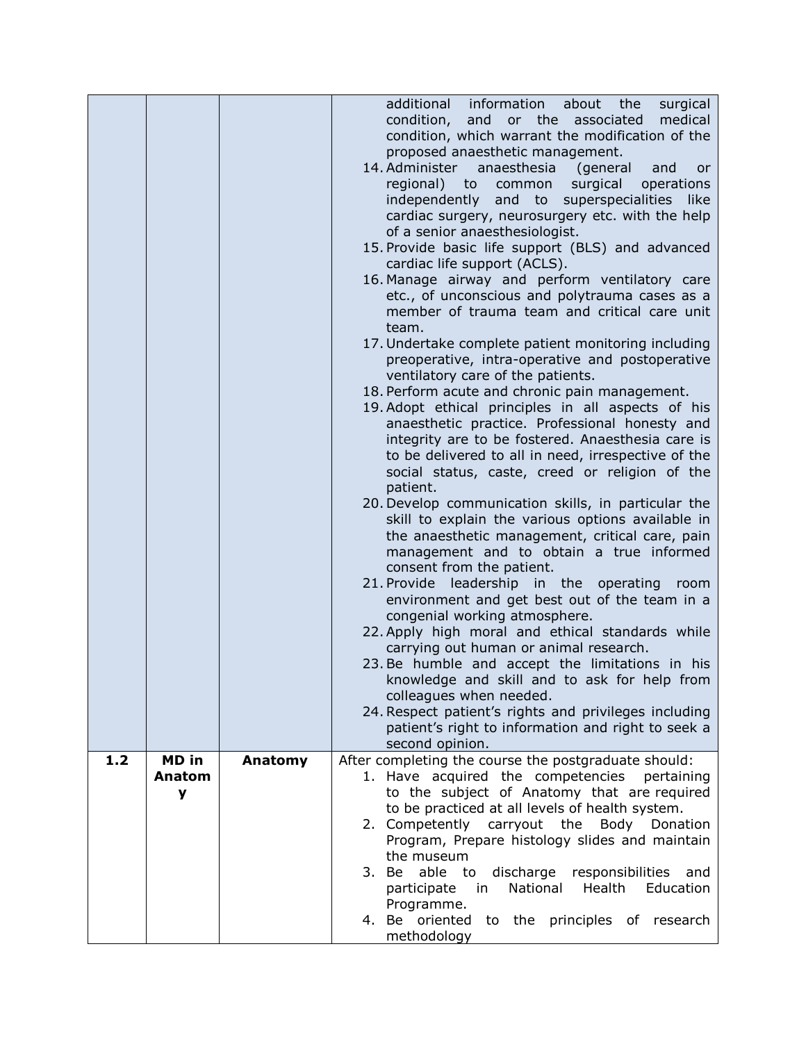| | | | |
|---|---|---|---|
| | | | additional information about the surgical condition, and or the associated medical condition, which warrant the modification of the proposed anaesthetic management.<br>14. Administer anaesthesia (general and or regional) to common surgical operations independently and to superspecialities like cardiac surgery, neurosurgery etc. with the help of a senior anaesthesiologist.<br>15. Provide basic life support (BLS) and advanced cardiac life support (ACLS).<br>16. Manage airway and perform ventilatory care etc., of unconscious and polytrauma cases as a member of trauma team and critical care unit team.<br>17. Undertake complete patient monitoring including preoperative, intra-operative and postoperative ventilatory care of the patients.<br>18. Perform acute and chronic pain management.<br>19. Adopt ethical principles in all aspects of his anaesthetic practice. Professional honesty and integrity are to be fostered. Anaesthesia care is to be delivered to all in need, irrespective of the social status, caste, creed or religion of the patient.<br>20. Develop communication skills, in particular the skill to explain the various options available in the anaesthetic management, critical care, pain management and to obtain a true informed consent from the patient.<br>21. Provide leadership in the operating room environment and get best out of the team in a congenial working atmosphere.<br>22. Apply high moral and ethical standards while carrying out human or animal research.<br>23. Be humble and accept the limitations in his knowledge and skill and to ask for help from colleagues when needed.<br>24. Respect patient's rights and privileges including patient's right to information and right to seek a second opinion. |
| **1.2** | **MD in Anatomy** | **Anatomy** | After completing the course the postgraduate should:<br>1. Have acquired the competencies pertaining to the subject of Anatomy that are required to be practiced at all levels of health system.<br>2. Competently carryout the Body Donation Program, Prepare histology slides and maintain the museum<br>3. Be able to discharge responsibilities and participate in National Health Education Programme.<br>4. Be oriented to the principles of research methodology |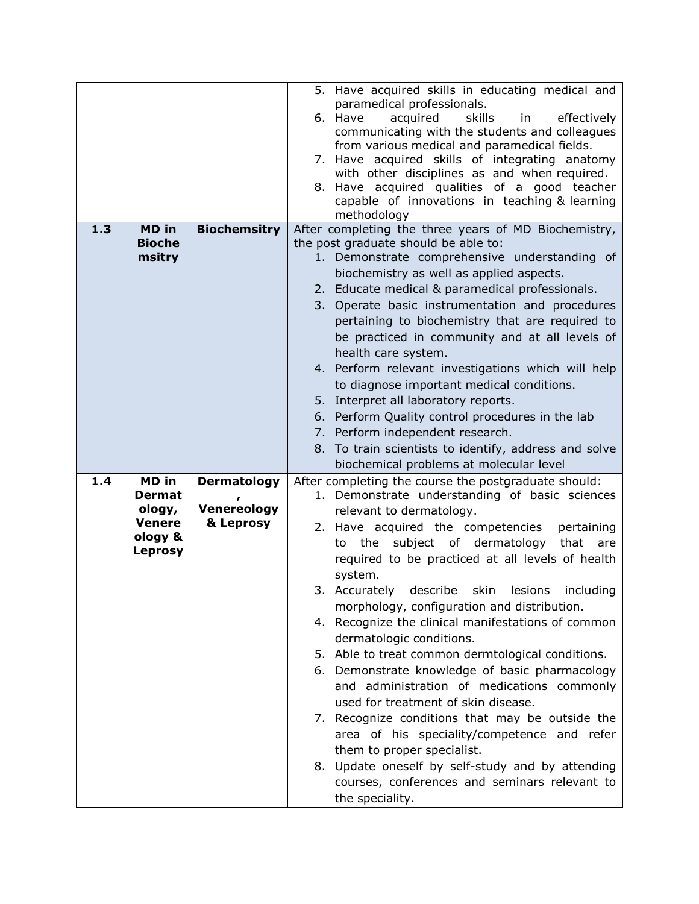|  |  |  |  |
|---|---|---|---|
|  |  |  | 5. Have acquired skills in educating medical and paramedical professionals.<br>6. Have acquired skills in effectively communicating with the students and colleagues from various medical and paramedical fields.<br>7. Have acquired skills of integrating anatomy with other disciplines as and when required.<br>8. Have acquired qualities of a good teacher capable of innovations in teaching & learning methodology |
| **1.3** | **MD in Biochemsitry** | **Biochemsitry** | After completing the three years of MD Biochemistry, the post graduate should be able to:<br>1. Demonstrate comprehensive understanding of biochemistry as well as applied aspects.<br>2. Educate medical & paramedical professionals.<br>3. Operate basic instrumentation and procedures pertaining to biochemistry that are required to be practiced in community and at all levels of health care system.<br>4. Perform relevant investigations which will help to diagnose important medical conditions.<br>5. Interpret all laboratory reports.<br>6. Perform Quality control procedures in the lab<br>7. Perform independent research.<br>8. To train scientists to identify, address and solve biochemical problems at molecular level |
| **1.4** | **MD in Dermatology, Venereology & Leprosy** | **Dermatology, Venereology & Leprosy** | After completing the course the postgraduate should:<br>1. Demonstrate understanding of basic sciences relevant to dermatology.<br>2. Have acquired the competencies pertaining to the subject of dermatology that are required to be practiced at all levels of health system.<br>3. Accurately describe skin lesions including morphology, configuration and distribution.<br>4. Recognize the clinical manifestations of common dermatologic conditions.<br>5. Able to treat common dermtological conditions.<br>6. Demonstrate knowledge of basic pharmacology and administration of medications commonly used for treatment of skin disease.<br>7. Recognize conditions that may be outside the area of his speciality/competence and refer them to proper specialist.<br>8. Update oneself by self-study and by attending courses, conferences and seminars relevant to the speciality. |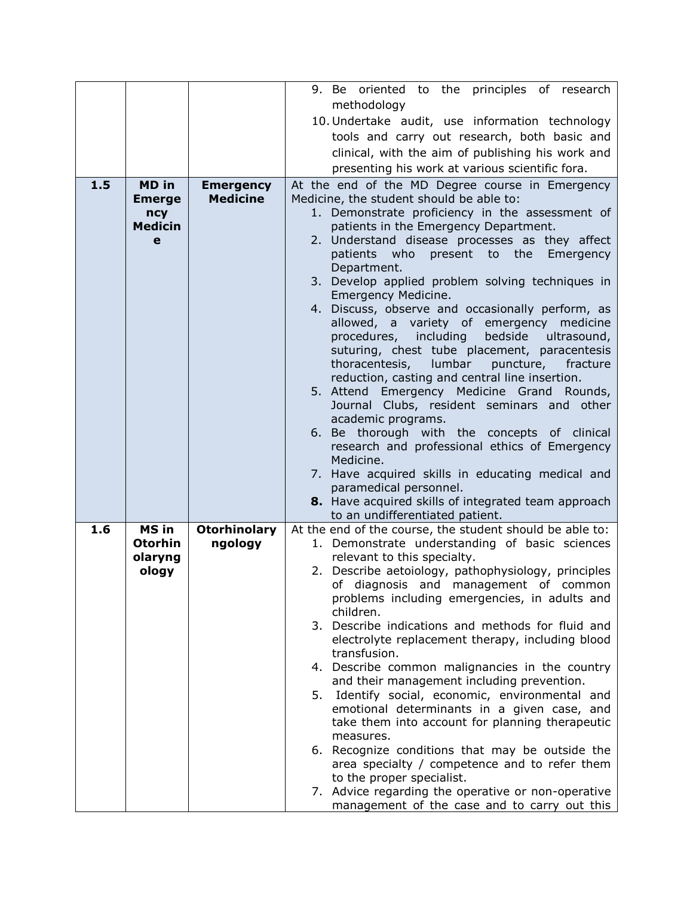| | | | |
|---|---|---|---|
| | | | 9. Be oriented to the principles of research methodology<br>10. Undertake audit, use information technology tools and carry out research, both basic and clinical, with the aim of publishing his work and presenting his work at various scientific fora. |
| **1.5** | **MD in Emergency Medicine** | **Emergency Medicine** | At the end of the MD Degree course in Emergency Medicine, the student should be able to:<br>1. Demonstrate proficiency in the assessment of patients in the Emergency Department.<br>2. Understand disease processes as they affect patients who present to the Emergency Department.<br>3. Develop applied problem solving techniques in Emergency Medicine.<br>4. Discuss, observe and occasionally perform, as allowed, a variety of emergency medicine procedures, including bedside ultrasound, suturing, chest tube placement, paracentesis thoracentesis, lumbar puncture, fracture reduction, casting and central line insertion.<br>5. Attend Emergency Medicine Grand Rounds, Journal Clubs, resident seminars and other academic programs.<br>6. Be thorough with the concepts of clinical research and professional ethics of Emergency Medicine.<br>7. Have acquired skills in educating medical and paramedical personnel.<br>**8.** Have acquired skills of integrated team approach to an undifferentiated patient. |
| **1.6** | **MS in Otorhinolaryngology** | **Otorhinolaryngology** | At the end of the course, the student should be able to:<br>1. Demonstrate understanding of basic sciences relevant to this specialty.<br>2. Describe aetoiology, pathophysiology, principles of diagnosis and management of common problems including emergencies, in adults and children.<br>3. Describe indications and methods for fluid and electrolyte replacement therapy, including blood transfusion.<br>4. Describe common malignancies in the country and their management including prevention.<br>5. Identify social, economic, environmental and emotional determinants in a given case, and take them into account for planning therapeutic measures.<br>6. Recognize conditions that may be outside the area specialty / competence and to refer them to the proper specialist.<br>7. Advice regarding the operative or non-operative management of the case and to carry out this |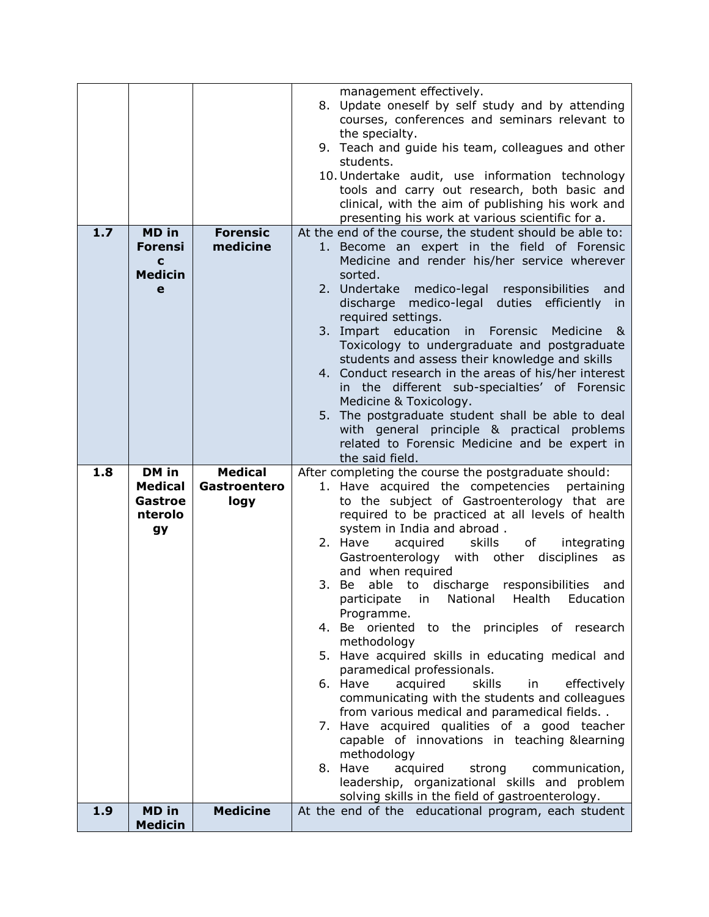| | | | |
|---|---|---|---|
| | | | management effectively.<br>8. Update oneself by self study and by attending courses, conferences and seminars relevant to the specialty.<br>9. Teach and guide his team, colleagues and other students.<br>10. Undertake audit, use information technology tools and carry out research, both basic and clinical, with the aim of publishing his work and presenting his work at various scientific for a. |
| **1.7** | **MD in Forensic Medicine** | **Forensic medicine** | At the end of the course, the student should be able to:<br>1. Become an expert in the field of Forensic Medicine and render his/her service wherever sorted.<br>2. Undertake medico-legal responsibilities and discharge medico-legal duties efficiently in required settings.<br>3. Impart education in Forensic Medicine & Toxicology to undergraduate and postgraduate students and assess their knowledge and skills<br>4. Conduct research in the areas of his/her interest in the different sub-specialties' of Forensic Medicine & Toxicology.<br>5. The postgraduate student shall be able to deal with general principle & practical problems related to Forensic Medicine and be expert in the said field. |
| **1.8** | **DM in Medical Gastroenterology** | **Medical Gastroenterology** | After completing the course the postgraduate should:<br>1. Have acquired the competencies pertaining to the subject of Gastroenterology that are required to be practiced at all levels of health system in India and abroad .<br>2. Have acquired skills of integrating Gastroenterology with other disciplines as and when required<br>3. Be able to discharge responsibilities and participate in National Health Education Programme.<br>4. Be oriented to the principles of research methodology<br>5. Have acquired skills in educating medical and paramedical professionals.<br>6. Have acquired skills in effectively communicating with the students and colleagues from various medical and paramedical fields. .<br>7. Have acquired qualities of a good teacher capable of innovations in teaching &learning methodology<br>8. Have acquired strong communication, leadership, organizational skills and problem solving skills in the field of gastroenterology. |
| **1.9** | **MD in Medicin** | **Medicine** | At the end of the educational program, each student |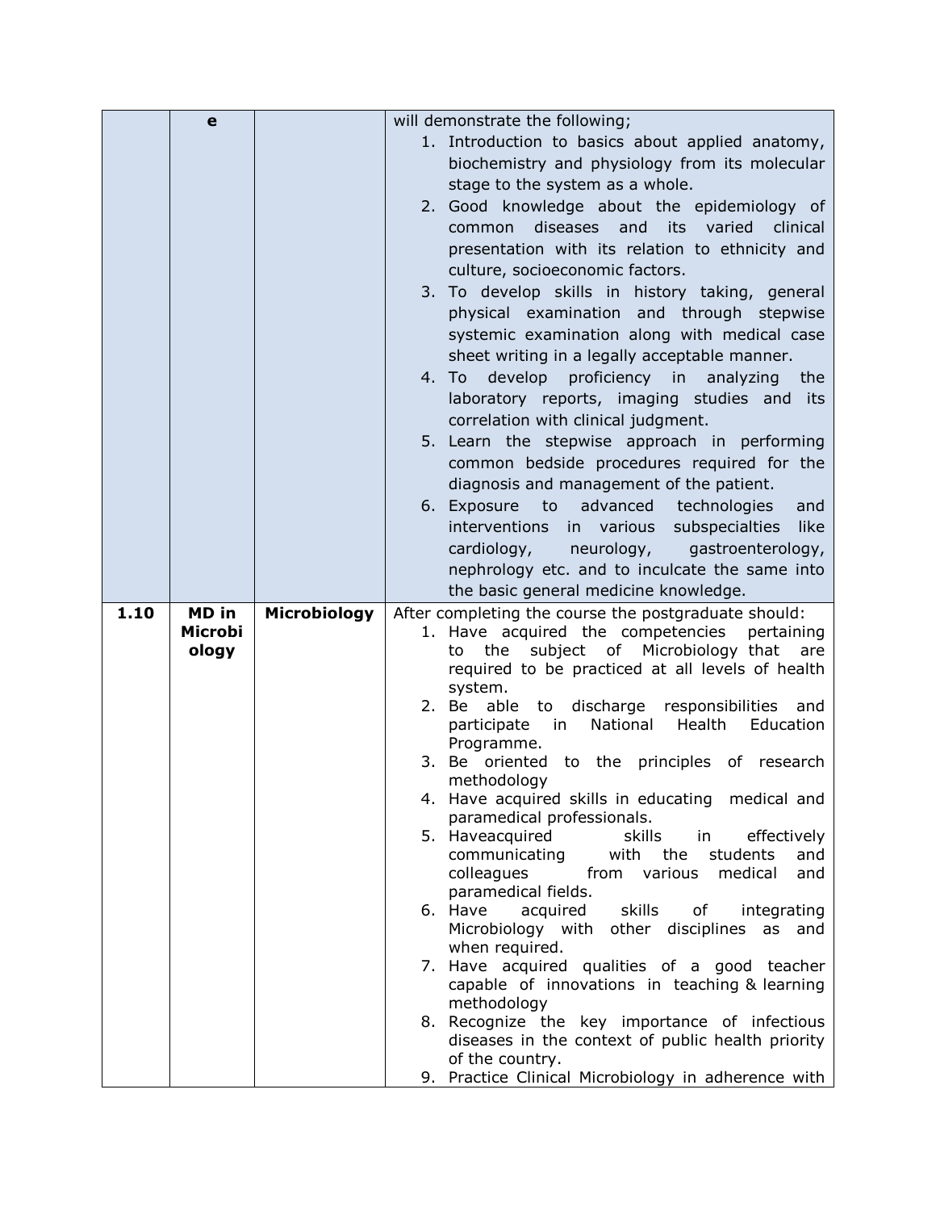|  |  |  |  |
|---|---|---|---|
|  | e |  | will demonstrate the following;<br>1. Introduction to basics about applied anatomy, biochemistry and physiology from its molecular stage to the system as a whole.<br>2. Good knowledge about the epidemiology of common diseases and its varied clinical presentation with its relation to ethnicity and culture, socioeconomic factors.<br>3. To develop skills in history taking, general physical examination and through stepwise systemic examination along with medical case sheet writing in a legally acceptable manner.<br>4. To develop proficiency in analyzing the laboratory reports, imaging studies and its correlation with clinical judgment.<br>5. Learn the stepwise approach in performing common bedside procedures required for the diagnosis and management of the patient.<br>6. Exposure to advanced technologies and interventions in various subspecialties like cardiology, neurology, gastroenterology, nephrology etc. and to inculcate the same into the basic general medicine knowledge. |
| **1.10** | **MD in Microbiology** | **Microbiology** | After completing the course the postgraduate should:<br>1. Have acquired the competencies pertaining to the subject of Microbiology that are required to be practiced at all levels of health system.<br>2. Be able to discharge responsibilities and participate in National Health Education Programme.<br>3. Be oriented to the principles of research methodology<br>4. Have acquired skills in educating medical and paramedical professionals.<br>5. Haveacquired skills in effectively communicating with the students and colleagues from various medical and paramedical fields.<br>6. Have acquired skills of integrating Microbiology with other disciplines as and when required.<br>7. Have acquired qualities of a good teacher capable of innovations in teaching & learning methodology<br>8. Recognize the key importance of infectious diseases in the context of public health priority of the country.<br>9. Practice Clinical Microbiology in adherence with |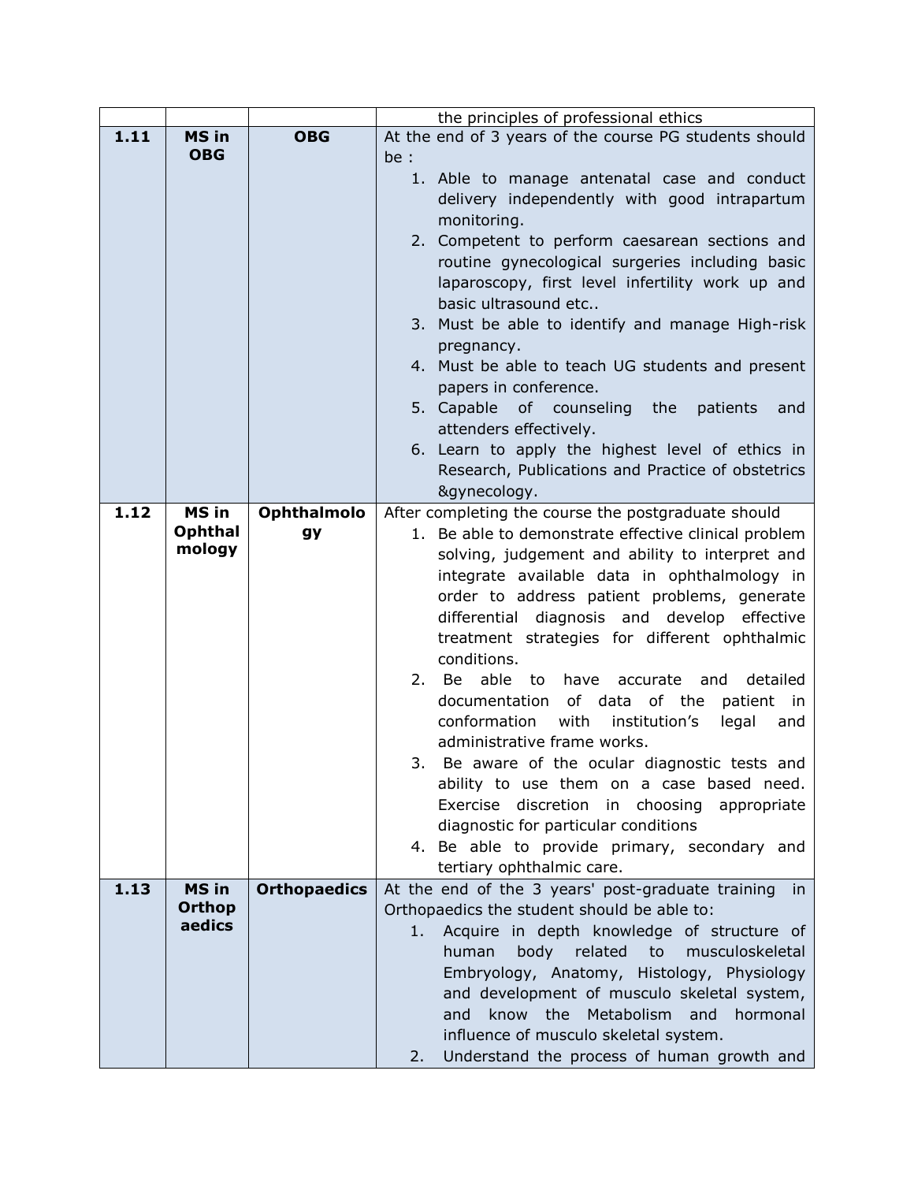| | | | the principles of professional ethics |
|---|---|---|---|
| **1.11** | **MS in OBG** | **OBG** | At the end of 3 years of the course PG students should be :<br>1. Able to manage antenatal case and conduct delivery independently with good intrapartum monitoring.<br>2. Competent to perform caesarean sections and routine gynecological surgeries including basic laparoscopy, first level infertility work up and basic ultrasound etc..<br>3. Must be able to identify and manage High-risk pregnancy.<br>4. Must be able to teach UG students and present papers in conference.<br>5. Capable of counseling the patients and attenders effectively.<br>6. Learn to apply the highest level of ethics in Research, Publications and Practice of obstetrics &gynecology. |
| **1.12** | **MS in Ophthalmology** | **Ophthalmology** | After completing the course the postgraduate should<br>1. Be able to demonstrate effective clinical problem solving, judgement and ability to interpret and integrate available data in ophthalmology in order to address patient problems, generate differential diagnosis and develop effective treatment strategies for different ophthalmic conditions.<br>2. Be able to have accurate and detailed documentation of data of the patient in conformation with institution's legal and administrative frame works.<br>3. Be aware of the ocular diagnostic tests and ability to use them on a case based need. Exercise discretion in choosing appropriate diagnostic for particular conditions<br>4. Be able to provide primary, secondary and tertiary ophthalmic care. |
| **1.13** | **MS in Orthopaedics** | **Orthopaedics** | At the end of the 3 years' post-graduate training in Orthopaedics the student should be able to:<br>1. Acquire in depth knowledge of structure of human body related to musculoskeletal Embryology, Anatomy, Histology, Physiology and development of musculo skeletal system, and know the Metabolism and hormonal influence of musculo skeletal system.<br>2. Understand the process of human growth and |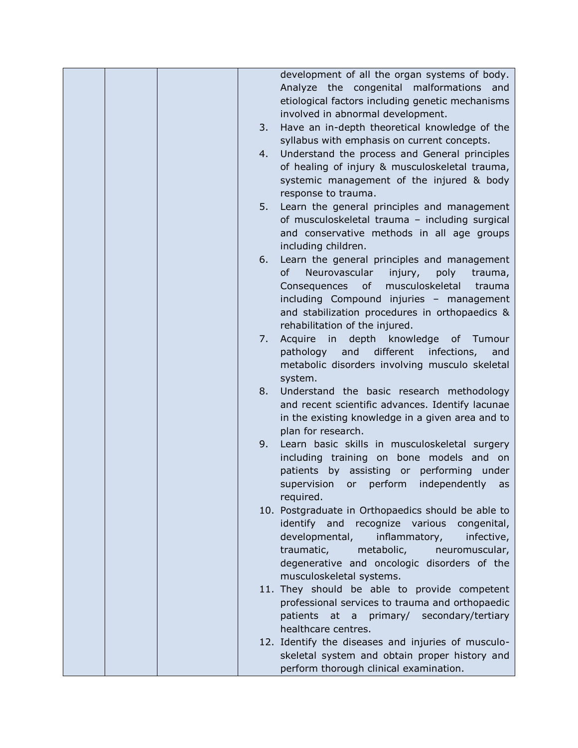| | | | development of all the organ systems of body. Analyze the congenital malformations and etiological factors including genetic mechanisms involved in abnormal development.<br>3. Have an in-depth theoretical knowledge of the syllabus with emphasis on current concepts.<br>4. Understand the process and General principles of healing of injury & musculoskeletal trauma, systemic management of the injured & body response to trauma.<br>5. Learn the general principles and management of musculoskeletal trauma – including surgical and conservative methods in all age groups including children.<br>6. Learn the general principles and management of Neurovascular injury, poly trauma, Consequences of musculoskeletal trauma including Compound injuries – management and stabilization procedures in orthopaedics & rehabilitation of the injured.<br>7. Acquire in depth knowledge of Tumour pathology and different infections, and metabolic disorders involving musculo skeletal system.<br>8. Understand the basic research methodology and recent scientific advances. Identify lacunae in the existing knowledge in a given area and to plan for research.<br>9. Learn basic skills in musculoskeletal surgery including training on bone models and on patients by assisting or performing under supervision or perform independently as required.<br>10. Postgraduate in Orthopaedics should be able to identify and recognize various congenital, developmental, inflammatory, infective, traumatic, metabolic, neuromuscular, degenerative and oncologic disorders of the musculoskeletal systems.<br>11. They should be able to provide competent professional services to trauma and orthopaedic patients at a primary/ secondary/tertiary healthcare centres.<br>12. Identify the diseases and injuries of musculo-skeletal system and obtain proper history and perform thorough clinical examination. |
|---|---|---|---|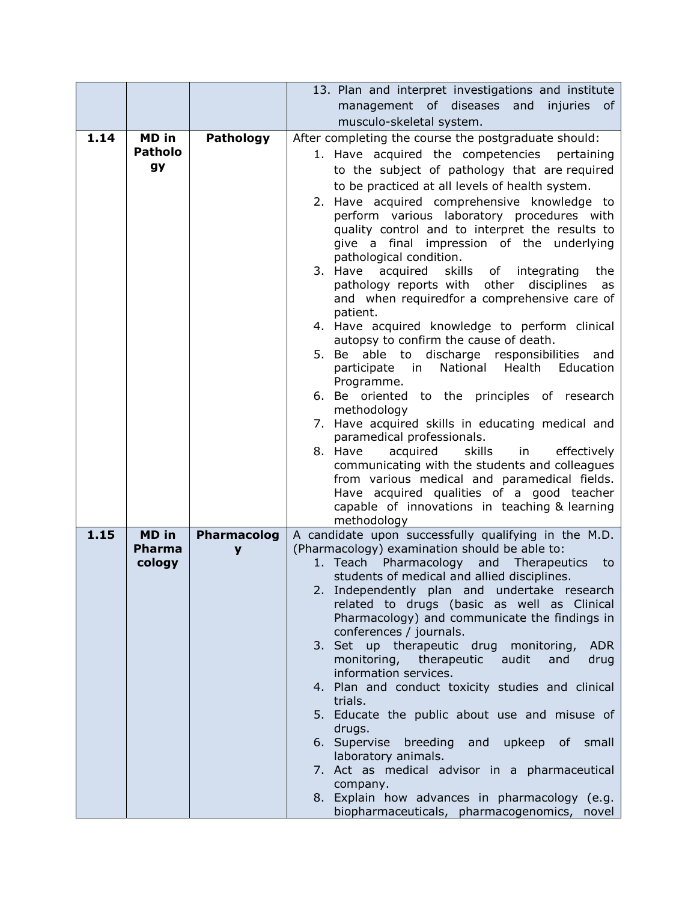| | | | 13. Plan and interpret investigations and institute management of diseases and injuries of musculo-skeletal system. |
|---|---|---|---|
| **1.14** | **MD in Pathology** | **Pathology** | After completing the course the postgraduate should:<br>1. Have acquired the competencies pertaining to the subject of pathology that are required to be practiced at all levels of health system.<br>2. Have acquired comprehensive knowledge to perform various laboratory procedures with quality control and to interpret the results to give a final impression of the underlying pathological condition.<br>3. Have acquired skills of integrating the pathology reports with other disciplines as and when requiredfor a comprehensive care of patient.<br>4. Have acquired knowledge to perform clinical autopsy to confirm the cause of death.<br>5. Be able to discharge responsibilities and participate in National Health Education Programme.<br>6. Be oriented to the principles of research methodology<br>7. Have acquired skills in educating medical and paramedical professionals.<br>8. Have acquired skills in effectively communicating with the students and colleagues from various medical and paramedical fields. Have acquired qualities of a good teacher capable of innovations in teaching & learning methodology |
| **1.15** | **MD in Pharmacology** | **Pharmacology** | A candidate upon successfully qualifying in the M.D. (Pharmacology) examination should be able to:<br>1. Teach Pharmacology and Therapeutics to students of medical and allied disciplines.<br>2. Independently plan and undertake research related to drugs (basic as well as Clinical Pharmacology) and communicate the findings in conferences / journals.<br>3. Set up therapeutic drug monitoring, ADR monitoring, therapeutic audit and drug information services.<br>4. Plan and conduct toxicity studies and clinical trials.<br>5. Educate the public about use and misuse of drugs.<br>6. Supervise breeding and upkeep of small laboratory animals.<br>7. Act as medical advisor in a pharmaceutical company.<br>8. Explain how advances in pharmacology (e.g. biopharmaceuticals, pharmacogenomics, novel |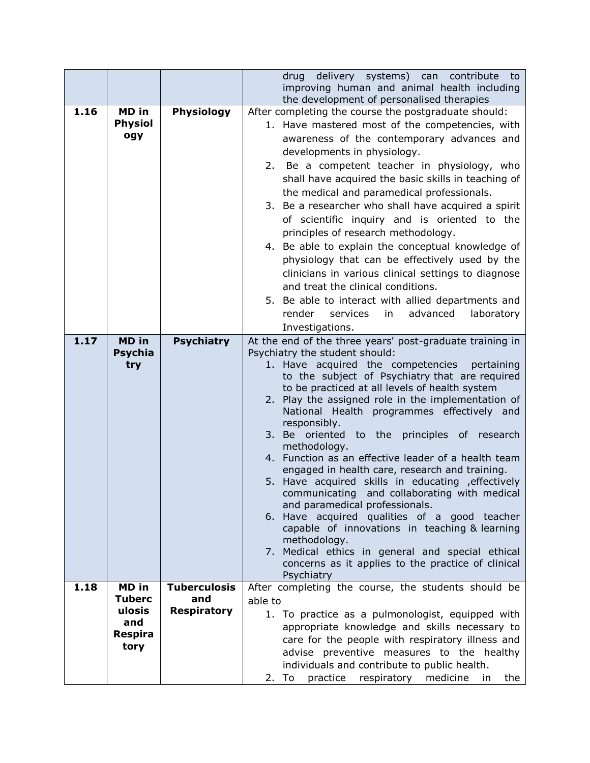| | | | drug delivery systems) can contribute to improving human and animal health including the development of personalised therapies |
|---|---|---|---|
| **1.16** | **MD in Physiology** | **Physiology** | After completing the course the postgraduate should: <br> 1. Have mastered most of the competencies, with awareness of the contemporary advances and developments in physiology. <br> 2. Be a competent teacher in physiology, who shall have acquired the basic skills in teaching of the medical and paramedical professionals. <br> 3. Be a researcher who shall have acquired a spirit of scientific inquiry and is oriented to the principles of research methodology. <br> 4. Be able to explain the conceptual knowledge of physiology that can be effectively used by the clinicians in various clinical settings to diagnose and treat the clinical conditions. <br> 5. Be able to interact with allied departments and render services in advanced laboratory Investigations. |
| **1.17** | **MD in Psychiatry** | **Psychiatry** | At the end of the three years' post-graduate training in Psychiatry the student should: <br> 1. Have acquired the competencies pertaining to the subject of Psychiatry that are required to be practiced at all levels of health system <br> 2. Play the assigned role in the implementation of National Health programmes effectively and responsibly. <br> 3. Be oriented to the principles of research methodology. <br> 4. Function as an effective leader of a health team engaged in health care, research and training. <br> 5. Have acquired skills in educating ,effectively communicating and collaborating with medical and paramedical professionals. <br> 6. Have acquired qualities of a good teacher capable of innovations in teaching & learning methodology. <br> 7. Medical ethics in general and special ethical concerns as it applies to the practice of clinical Psychiatry |
| **1.18** | **MD in Tuberculosis and Respiratory** | **Tuberculosis and Respiratory** | After completing the course, the students should be able to <br> 1. To practice as a pulmonologist, equipped with appropriate knowledge and skills necessary to care for the people with respiratory illness and advise preventive measures to the healthy individuals and contribute to public health. <br> 2. To practice respiratory medicine in the |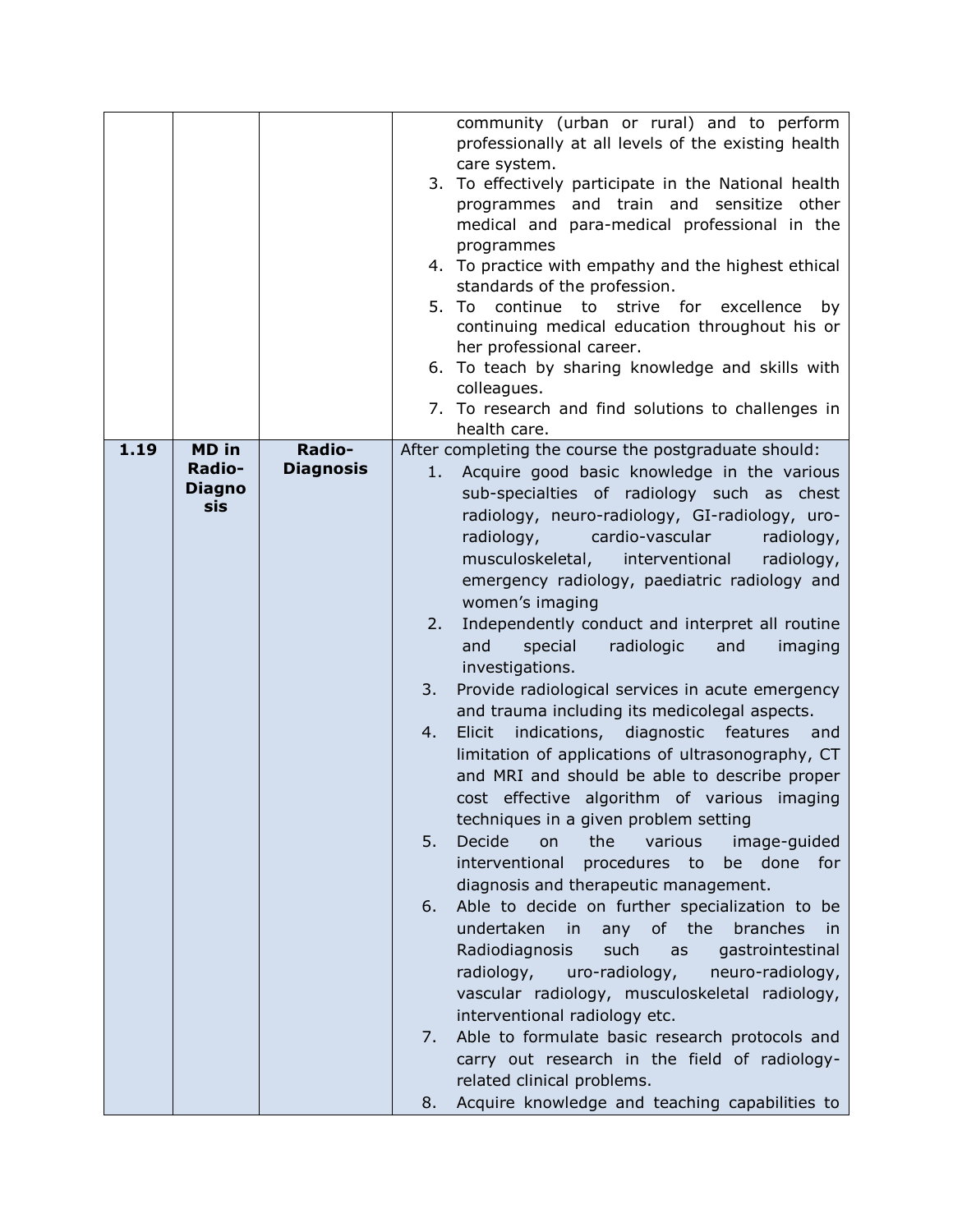| | | | |
|---|---|---|---|
| | | | community (urban or rural) and to perform professionally at all levels of the existing health care system.<br>3. To effectively participate in the National health programmes and train and sensitize other medical and para-medical professional in the programmes<br>4. To practice with empathy and the highest ethical standards of the profession.<br>5. To continue to strive for excellence by continuing medical education throughout his or her professional career.<br>6. To teach by sharing knowledge and skills with colleagues.<br>7. To research and find solutions to challenges in health care. |
| **1.19** | **MD in Radio-Diagnosis** | **Radio-Diagnosis** | After completing the course the postgraduate should:<br>1. Acquire good basic knowledge in the various sub-specialties of radiology such as chest radiology, neuro-radiology, GI-radiology, uro-radiology, cardio-vascular radiology, musculoskeletal, interventional radiology, emergency radiology, paediatric radiology and women's imaging<br>2. Independently conduct and interpret all routine and special radiologic and imaging investigations.<br>3. Provide radiological services in acute emergency and trauma including its medicolegal aspects.<br>4. Elicit indications, diagnostic features and limitation of applications of ultrasonography, CT and MRI and should be able to describe proper cost effective algorithm of various imaging techniques in a given problem setting<br>5. Decide on the various image-guided interventional procedures to be done for diagnosis and therapeutic management.<br>6. Able to decide on further specialization to be undertaken in any of the branches in Radiodiagnosis such as gastrointestinal radiology, uro-radiology, neuro-radiology, vascular radiology, musculoskeletal radiology, interventional radiology etc.<br>7. Able to formulate basic research protocols and carry out research in the field of radiology-related clinical problems.<br>8. Acquire knowledge and teaching capabilities to |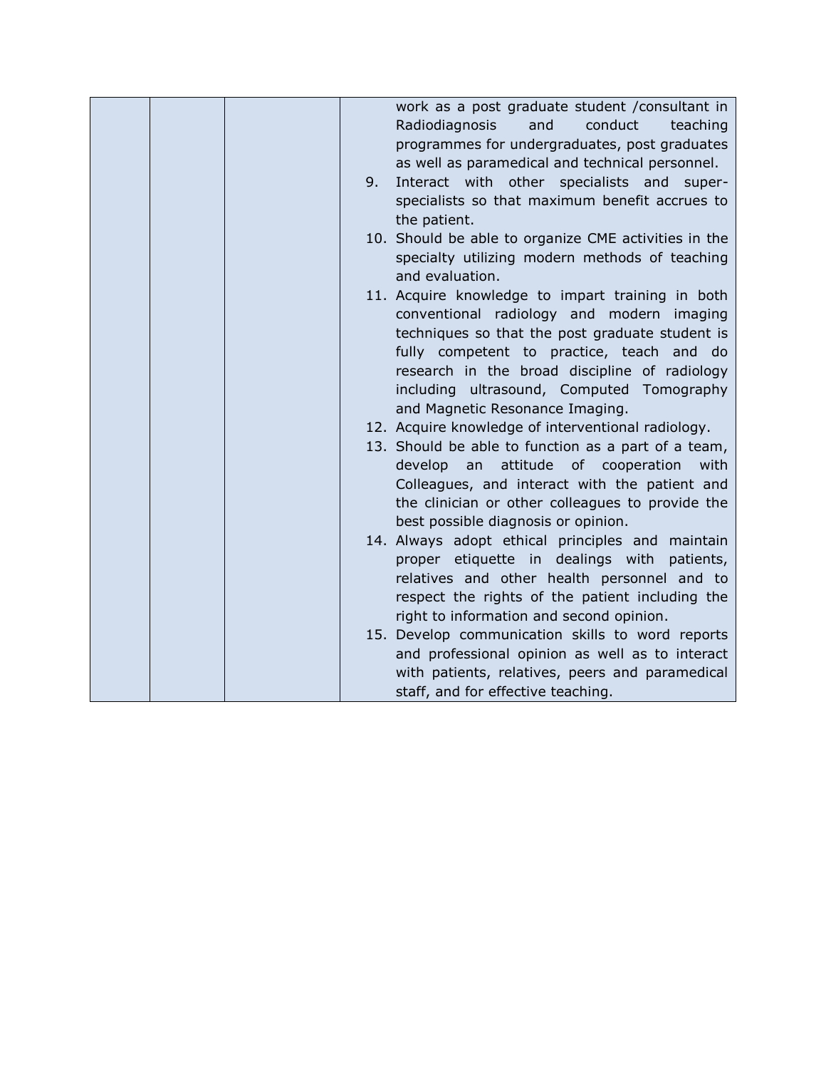| | | | work as a post graduate student /consultant in Radiodiagnosis and conduct teaching programmes for undergraduates, post graduates as well as paramedical and technical personnel.<br>9. Interact with other specialists and super-specialists so that maximum benefit accrues to the patient.<br>10. Should be able to organize CME activities in the specialty utilizing modern methods of teaching and evaluation.<br>11. Acquire knowledge to impart training in both conventional radiology and modern imaging techniques so that the post graduate student is fully competent to practice, teach and do research in the broad discipline of radiology including ultrasound, Computed Tomography and Magnetic Resonance Imaging.<br>12. Acquire knowledge of interventional radiology.<br>13. Should be able to function as a part of a team, develop an attitude of cooperation with Colleagues, and interact with the patient and the clinician or other colleagues to provide the best possible diagnosis or opinion.<br>14. Always adopt ethical principles and maintain proper etiquette in dealings with patients, relatives and other health personnel and to respect the rights of the patient including the right to information and second opinion.<br>15. Develop communication skills to word reports and professional opinion as well as to interact with patients, relatives, peers and paramedical staff, and for effective teaching. |
|---|---|---|---|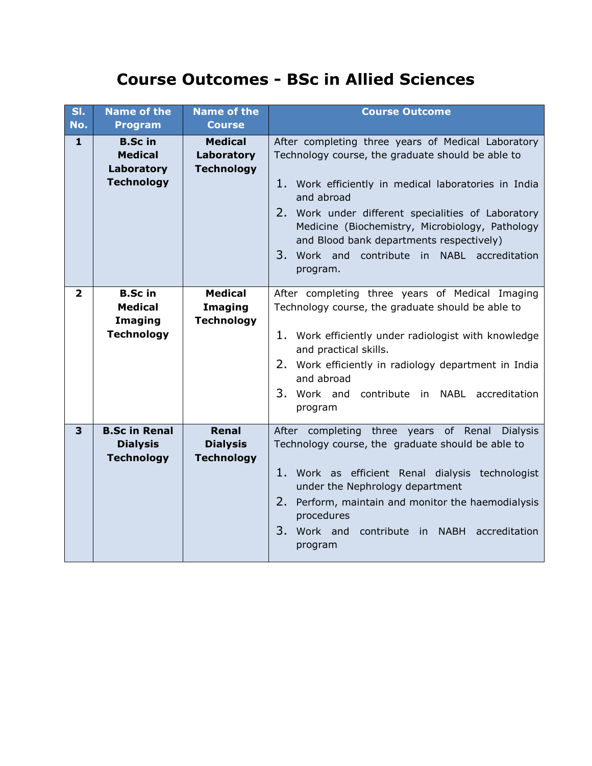# Course Outcomes - BSc in Allied Sciences

| Sl. No. | Name of the Program | Name of the Course | Course Outcome |
|---|---|---|---|
| **1** | **B.Sc in Medical Laboratory Technology** | **Medical Laboratory Technology** | After completing three years of Medical Laboratory Technology course, the graduate should be able to<br><br>1. Work efficiently in medical laboratories in India and abroad<br>2. Work under different specialities of Laboratory Medicine (Biochemistry, Microbiology, Pathology and Blood bank departments respectively)<br>3. Work and contribute in NABL accreditation program. |
| **2** | **B.Sc in Medical Imaging Technology** | **Medical Imaging Technology** | After completing three years of Medical Imaging Technology course, the graduate should be able to<br><br>1. Work efficiently under radiologist with knowledge and practical skills.<br>2. Work efficiently in radiology department in India and abroad<br>3. Work and contribute in NABL accreditation program |
| **3** | **B.Sc in Renal Dialysis Technology** | **Renal Dialysis Technology** | After completing three years of Renal Dialysis Technology course, the graduate should be able to<br><br>1. Work as efficient Renal dialysis technologist under the Nephrology department<br>2. Perform, maintain and monitor the haemodialysis procedures<br>3. Work and contribute in NABH accreditation program |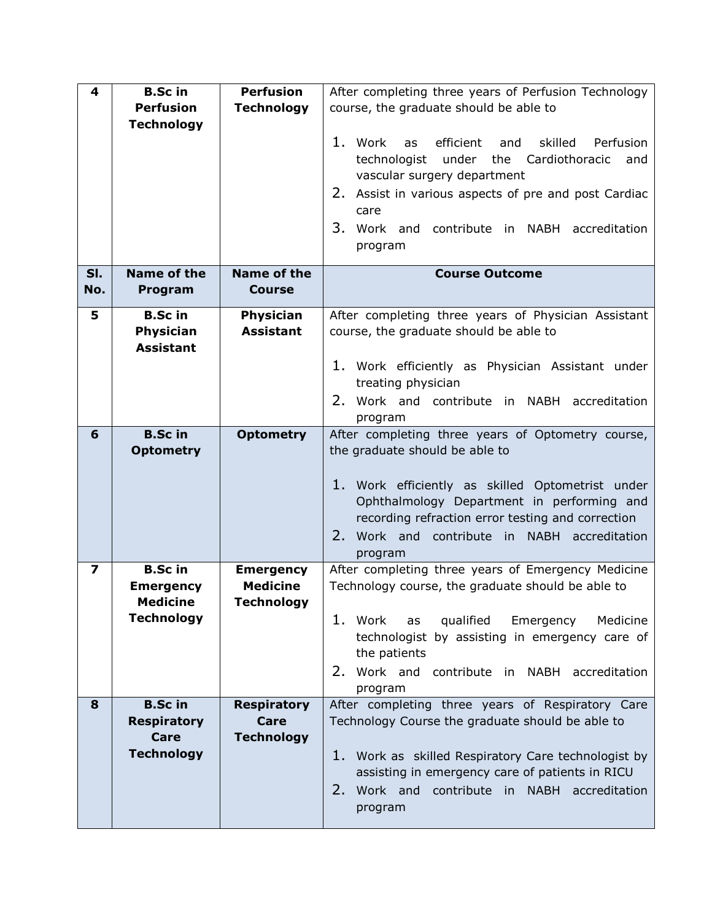| Sl. No. | Name of the Program | Name of the Course | Course Outcome |
|---|---|---|---|
| 4 | **B.Sc in Perfusion Technology** | **Perfusion Technology** | After completing three years of Perfusion Technology course, the graduate should be able to<br><br>1. Work as efficient and skilled Perfusion technologist under the Cardiothoracic and vascular surgery department<br>2. Assist in various aspects of pre and post Cardiac care<br>3. Work and contribute in NABH accreditation program |
| **Sl. No.** | **Name of the Program** | **Name of the Course** | **Course Outcome** |
| 5 | **B.Sc in Physician Assistant** | **Physician Assistant** | After completing three years of Physician Assistant course, the graduate should be able to<br><br>1. Work efficiently as Physician Assistant under treating physician<br>2. Work and contribute in NABH accreditation program |
| 6 | **B.Sc in Optometry** | **Optometry** | After completing three years of Optometry course, the graduate should be able to<br><br>1. Work efficiently as skilled Optometrist under Ophthalmology Department in performing and recording refraction error testing and correction<br>2. Work and contribute in NABH accreditation program |
| 7 | **B.Sc in Emergency Medicine Technology** | **Emergency Medicine Technology** | After completing three years of Emergency Medicine Technology course, the graduate should be able to<br><br>1. Work as qualified Emergency Medicine technologist by assisting in emergency care of the patients<br>2. Work and contribute in NABH accreditation program |
| 8 | **B.Sc in Respiratory Care Technology** | **Respiratory Care Technology** | After completing three years of Respiratory Care Technology Course the graduate should be able to<br><br>1. Work as skilled Respiratory Care technologist by assisting in emergency care of patients in RICU<br>2. Work and contribute in NABH accreditation program |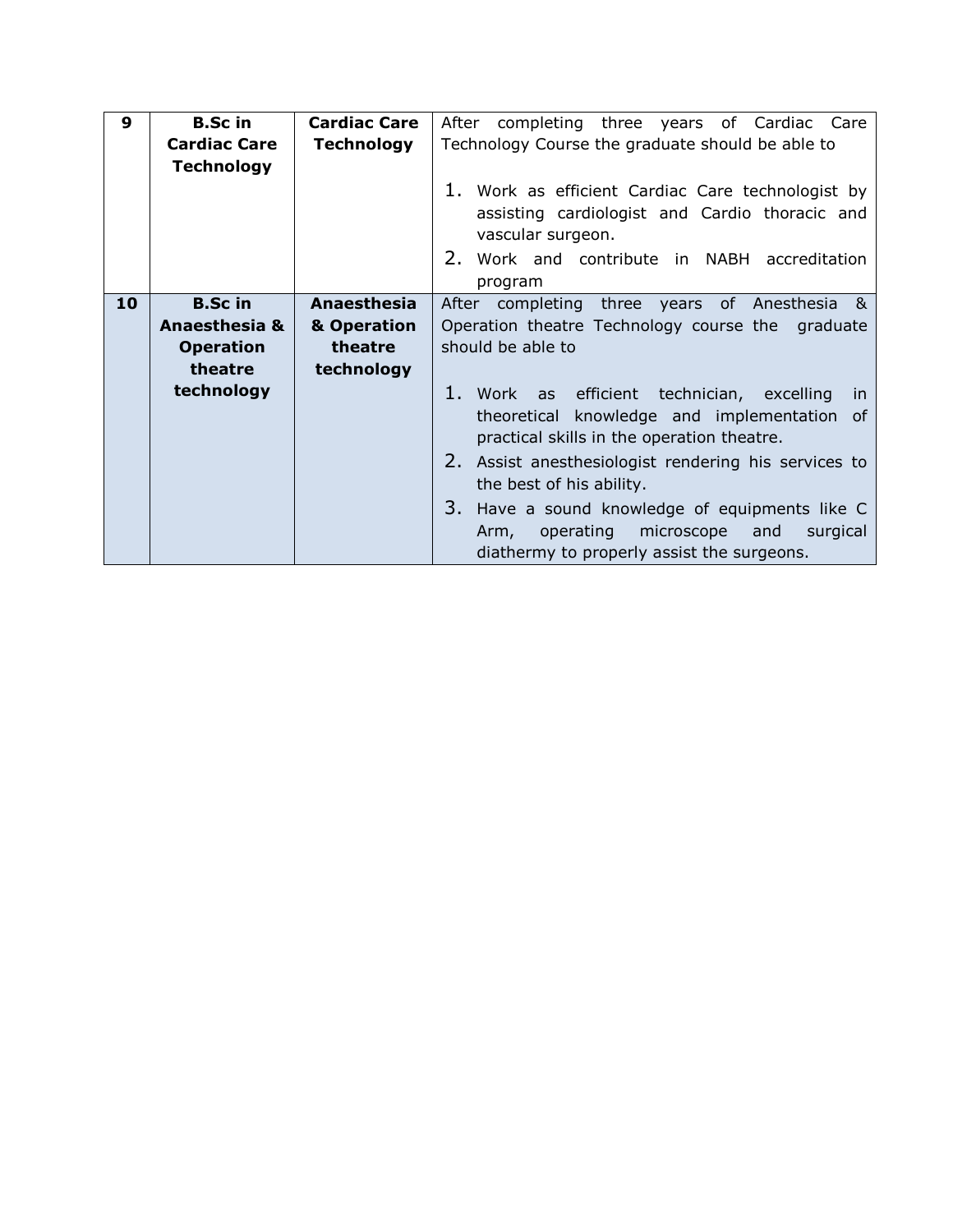| | | | |
|---|---|---|---|
| **9** | **B.Sc in Cardiac Care Technology** | **Cardiac Care Technology** | After completing three years of Cardiac Care Technology Course the graduate should be able to<br><br>1. Work as efficient Cardiac Care technologist by assisting cardiologist and Cardio thoracic and vascular surgeon.<br>2. Work and contribute in NABH accreditation program |
| **10** | **B.Sc in Anaesthesia & Operation theatre technology** | **Anaesthesia & Operation theatre technology** | After completing three years of Anesthesia & Operation theatre Technology course the graduate should be able to<br><br>1. Work as efficient technician, excelling in theoretical knowledge and implementation of practical skills in the operation theatre.<br>2. Assist anesthesiologist rendering his services to the best of his ability.<br>3. Have a sound knowledge of equipments like C Arm, operating microscope and surgical diathermy to properly assist the surgeons. |